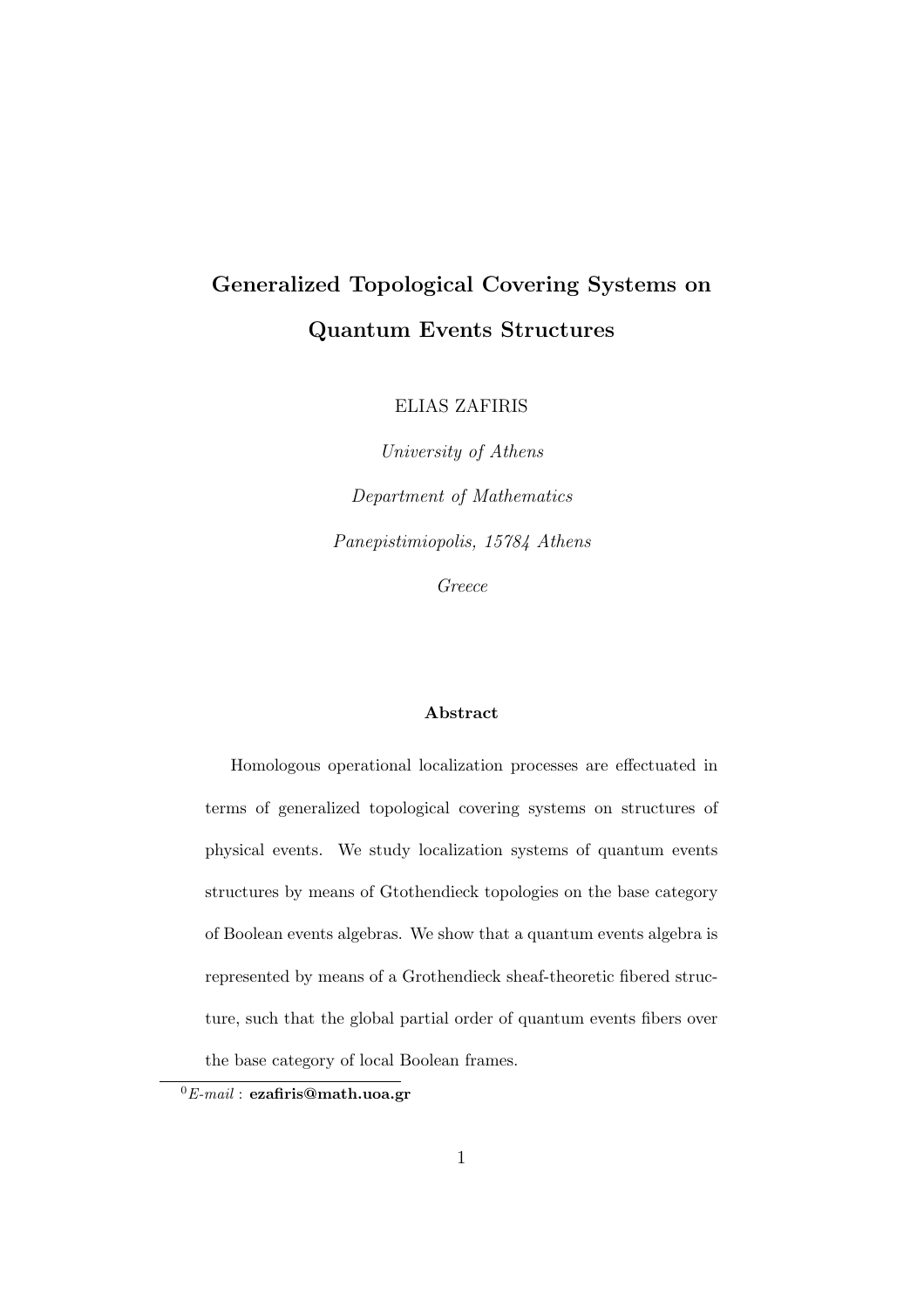# Generalized Topological Covering Systems on Quantum Events Structures

ELIAS ZAFIRIS

*University of Athens*

*Department of Mathematics*

*Panepistimiopolis, 15784 Athens*

*Greece*

### Abstract

Homologous operational localization processes are effectuated in terms of generalized topological covering systems on structures of physical events. We study localization systems of quantum events structures by means of Gtothendieck topologies on the base category of Boolean events algebras. We show that a quantum events algebra is represented by means of a Grothendieck sheaf-theoretic fibered structure, such that the global partial order of quantum events fibers over the base category of local Boolean frames.

[0] *E-mail* : **ezafiris@math.uoa.gr**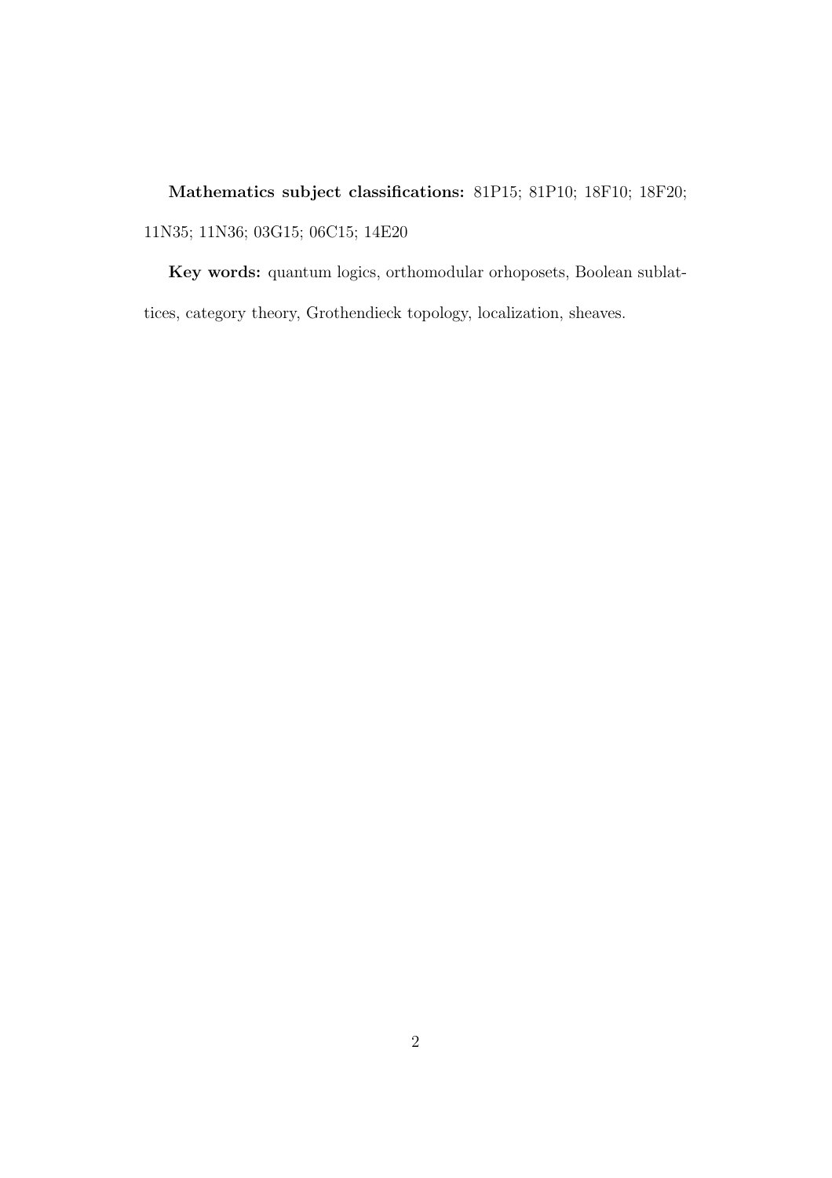**Mathematics subject classifications:** 81P15; 81P10; 18F10; 18F20; 11N35; 11N36; 03G15; 06C15; 14E20

**Key words:** quantum logics, orthomodular orhoposets, Boolean sublattices, category theory, Grothendieck topology, localization, sheaves.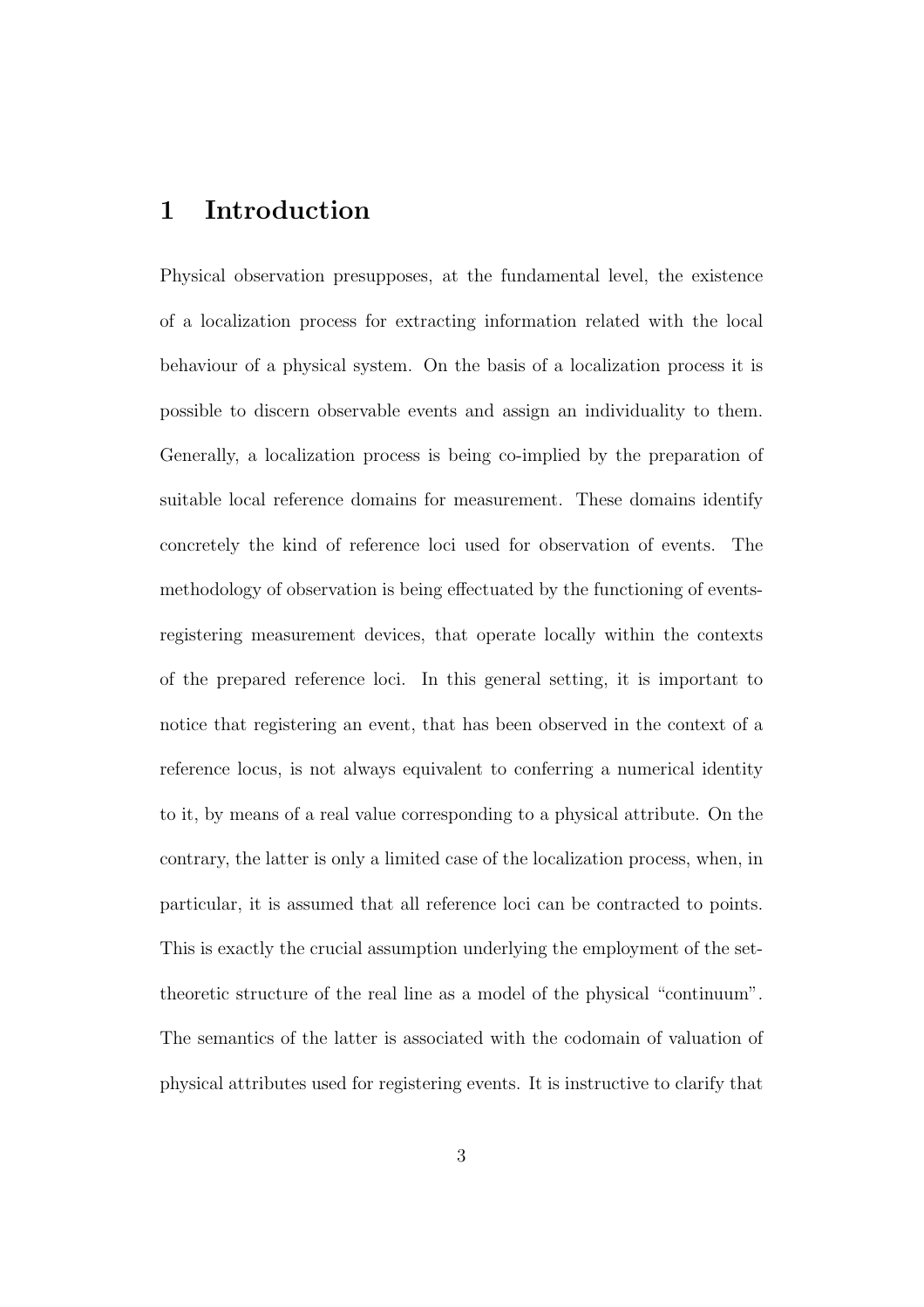# 1 Introduction

Physical observation presupposes, at the fundamental level, the existence of a localization process for extracting information related with the local behaviour of a physical system. On the basis of a localization process it is possible to discern observable events and assign an individuality to them. Generally, a localization process is being co-implied by the preparation of suitable local reference domains for measurement. These domains identify concretely the kind of reference loci used for observation of events. The methodology of observation is being effectuated by the functioning of events-registering measurement devices, that operate locally within the contexts of the prepared reference loci. In this general setting, it is important to notice that registering an event, that has been observed in the context of a reference locus, is not always equivalent to conferring a numerical identity to it, by means of a real value corresponding to a physical attribute. On the contrary, the latter is only a limited case of the localization process, when, in particular, it is assumed that all reference loci can be contracted to points. This is exactly the crucial assumption underlying the employment of the set-theoretic structure of the real line as a model of the physical "continuum". The semantics of the latter is associated with the codomain of valuation of physical attributes used for registering events. It is instructive to clarify that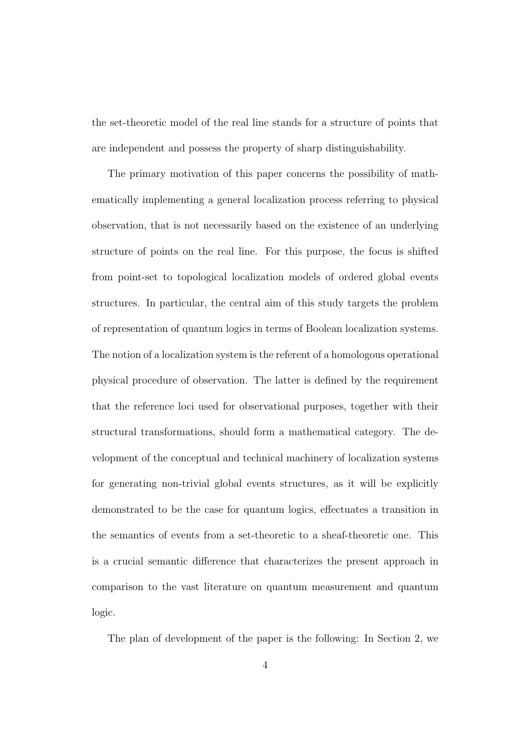the set-theoretic model of the real line stands for a structure of points that are independent and possess the property of sharp distinguishability.

The primary motivation of this paper concerns the possibility of mathematically implementing a general localization process referring to physical observation, that is not necessarily based on the existence of an underlying structure of points on the real line. For this purpose, the focus is shifted from point-set to topological localization models of ordered global events structures. In particular, the central aim of this study targets the problem of representation of quantum logics in terms of Boolean localization systems. The notion of a localization system is the referent of a homologous operational physical procedure of observation. The latter is defined by the requirement that the reference loci used for observational purposes, together with their structural transformations, should form a mathematical category. The development of the conceptual and technical machinery of localization systems for generating non-trivial global events structures, as it will be explicitly demonstrated to be the case for quantum logics, effectuates a transition in the semantics of events from a set-theoretic to a sheaf-theoretic one. This is a crucial semantic difference that characterizes the present approach in comparison to the vast literature on quantum measurement and quantum logic.

The plan of development of the paper is the following: In Section 2, we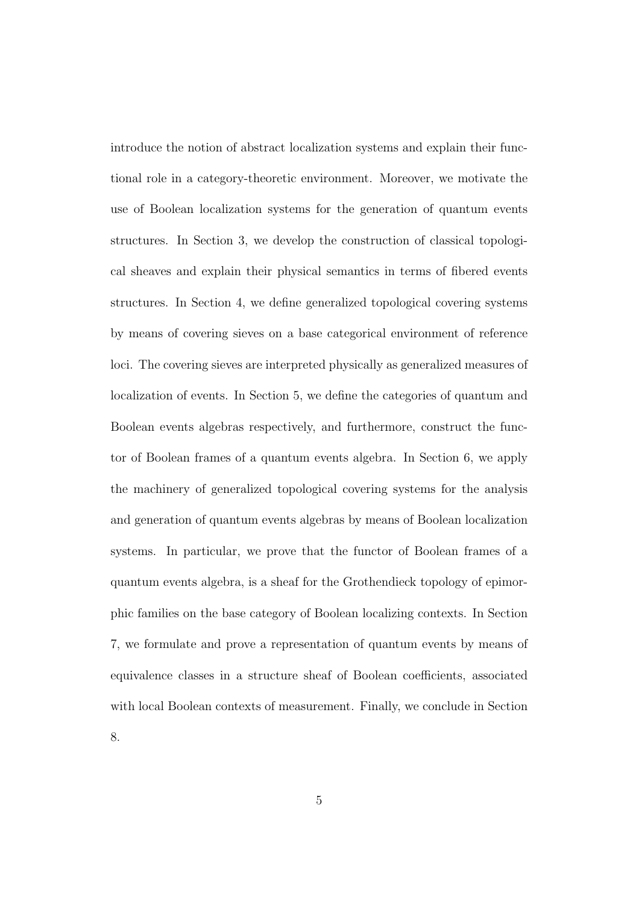introduce the notion of abstract localization systems and explain their functional role in a category-theoretic environment. Moreover, we motivate the use of Boolean localization systems for the generation of quantum events structures. In Section 3, we develop the construction of classical topological sheaves and explain their physical semantics in terms of fibered events structures. In Section 4, we define generalized topological covering systems by means of covering sieves on a base categorical environment of reference loci. The covering sieves are interpreted physically as generalized measures of localization of events. In Section 5, we define the categories of quantum and Boolean events algebras respectively, and furthermore, construct the functor of Boolean frames of a quantum events algebra. In Section 6, we apply the machinery of generalized topological covering systems for the analysis and generation of quantum events algebras by means of Boolean localization systems. In particular, we prove that the functor of Boolean frames of a quantum events algebra, is a sheaf for the Grothendieck topology of epimorphic families on the base category of Boolean localizing contexts. In Section 7, we formulate and prove a representation of quantum events by means of equivalence classes in a structure sheaf of Boolean coefficients, associated with local Boolean contexts of measurement. Finally, we conclude in Section 8.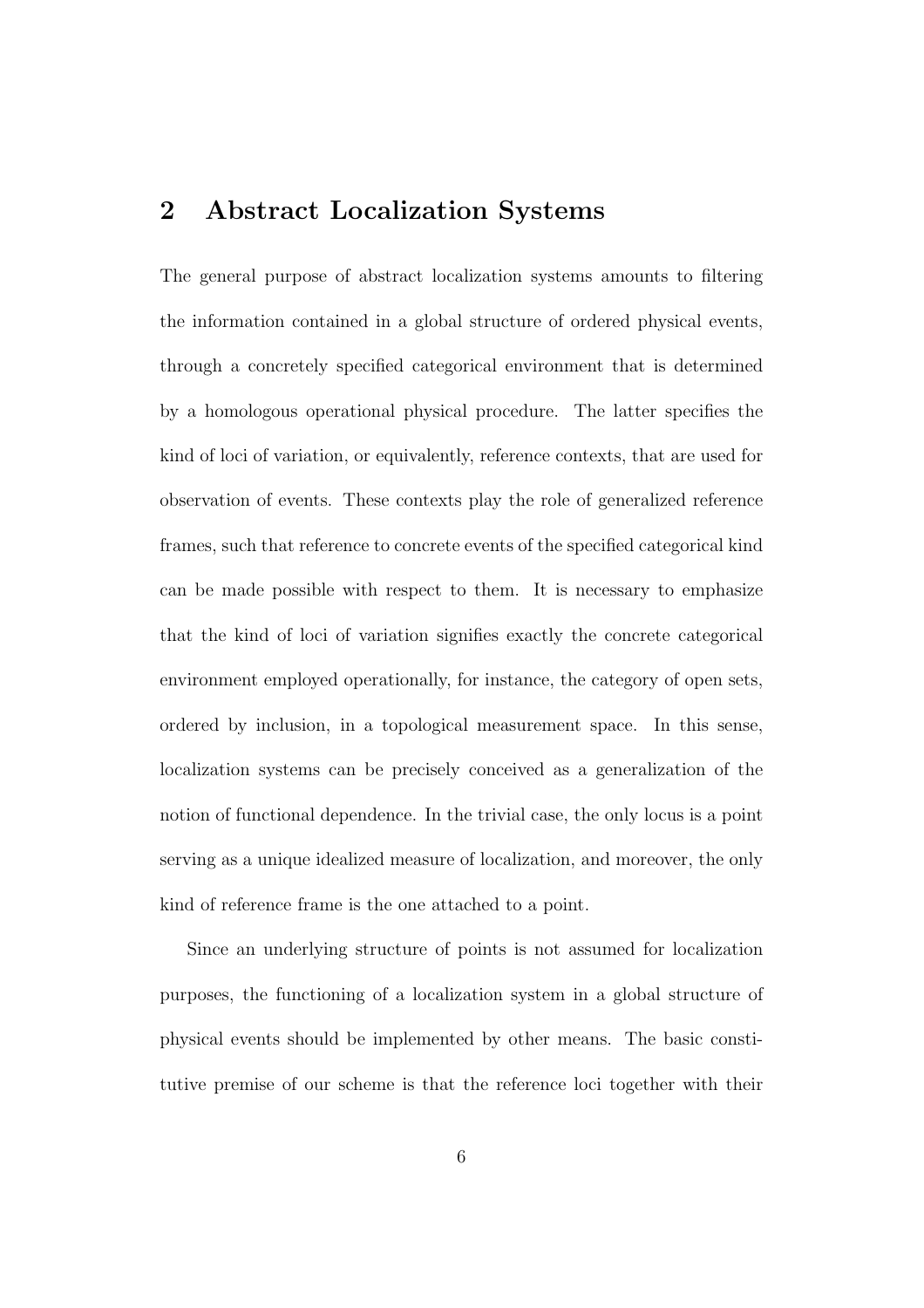## 2 Abstract Localization Systems

The general purpose of abstract localization systems amounts to filtering the information contained in a global structure of ordered physical events, through a concretely specified categorical environment that is determined by a homologous operational physical procedure. The latter specifies the kind of loci of variation, or equivalently, reference contexts, that are used for observation of events. These contexts play the role of generalized reference frames, such that reference to concrete events of the specified categorical kind can be made possible with respect to them. It is necessary to emphasize that the kind of loci of variation signifies exactly the concrete categorical environment employed operationally, for instance, the category of open sets, ordered by inclusion, in a topological measurement space. In this sense, localization systems can be precisely conceived as a generalization of the notion of functional dependence. In the trivial case, the only locus is a point serving as a unique idealized measure of localization, and moreover, the only kind of reference frame is the one attached to a point.

Since an underlying structure of points is not assumed for localization purposes, the functioning of a localization system in a global structure of physical events should be implemented by other means. The basic constitutive premise of our scheme is that the reference loci together with their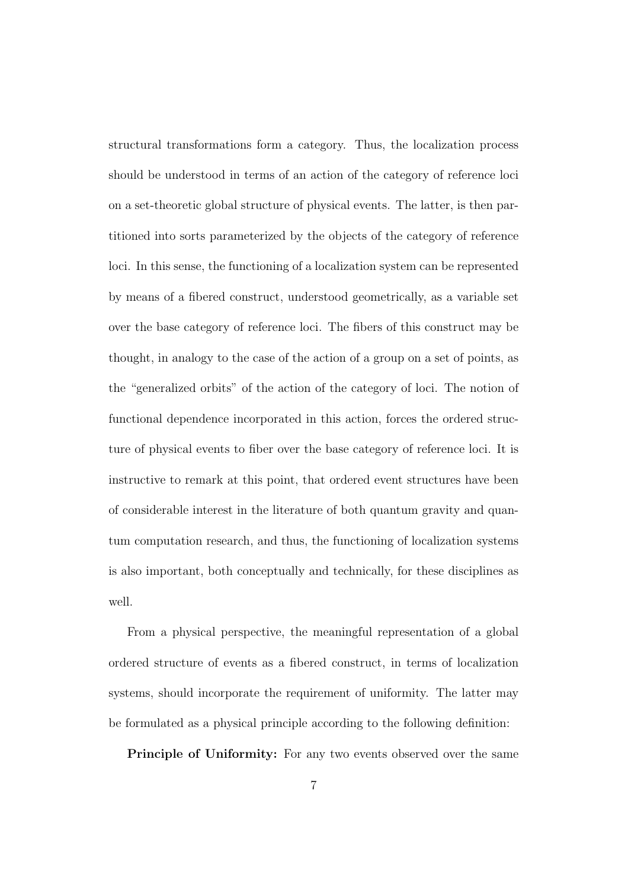structural transformations form a category. Thus, the localization process should be understood in terms of an action of the category of reference loci on a set-theoretic global structure of physical events. The latter, is then partitioned into sorts parameterized by the objects of the category of reference loci. In this sense, the functioning of a localization system can be represented by means of a fibered construct, understood geometrically, as a variable set over the base category of reference loci. The fibers of this construct may be thought, in analogy to the case of the action of a group on a set of points, as the "generalized orbits" of the action of the category of loci. The notion of functional dependence incorporated in this action, forces the ordered structure of physical events to fiber over the base category of reference loci. It is instructive to remark at this point, that ordered event structures have been of considerable interest in the literature of both quantum gravity and quantum computation research, and thus, the functioning of localization systems is also important, both conceptually and technically, for these disciplines as well.

From a physical perspective, the meaningful representation of a global ordered structure of events as a fibered construct, in terms of localization systems, should incorporate the requirement of uniformity. The latter may be formulated as a physical principle according to the following definition:

**Principle of Uniformity:** For any two events observed over the same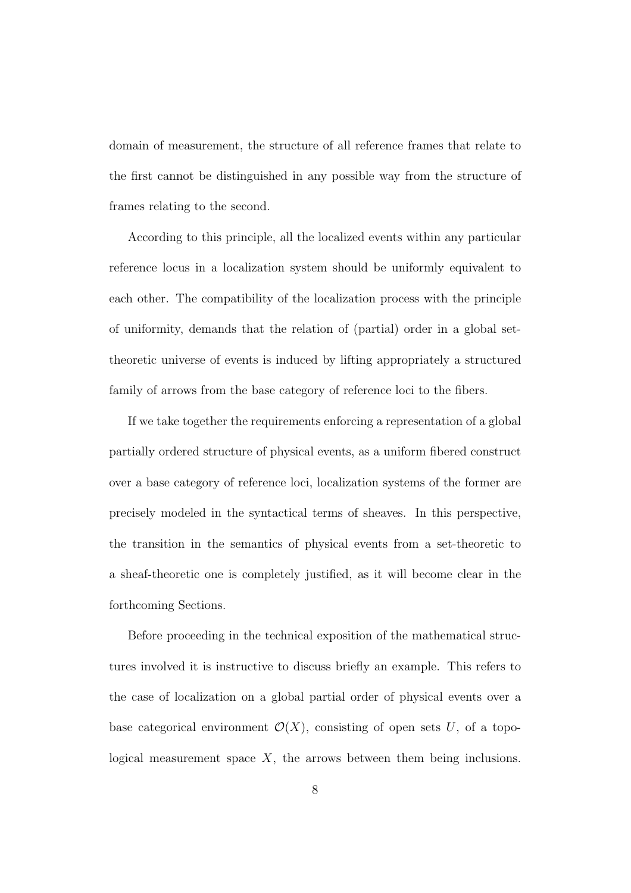domain of measurement, the structure of all reference frames that relate to the first cannot be distinguished in any possible way from the structure of frames relating to the second.

According to this principle, all the localized events within any particular reference locus in a localization system should be uniformly equivalent to each other. The compatibility of the localization process with the principle of uniformity, demands that the relation of (partial) order in a global set-theoretic universe of events is induced by lifting appropriately a structured family of arrows from the base category of reference loci to the fibers.

If we take together the requirements enforcing a representation of a global partially ordered structure of physical events, as a uniform fibered construct over a base category of reference loci, localization systems of the former are precisely modeled in the syntactical terms of sheaves. In this perspective, the transition in the semantics of physical events from a set-theoretic to a sheaf-theoretic one is completely justified, as it will become clear in the forthcoming Sections.

Before proceeding in the technical exposition of the mathematical structures involved it is instructive to discuss briefly an example. This refers to the case of localization on a global partial order of physical events over a base categorical environment $\mathcal{O}(X)$, consisting of open sets $U$, of a topological measurement space $X$, the arrows between them being inclusions.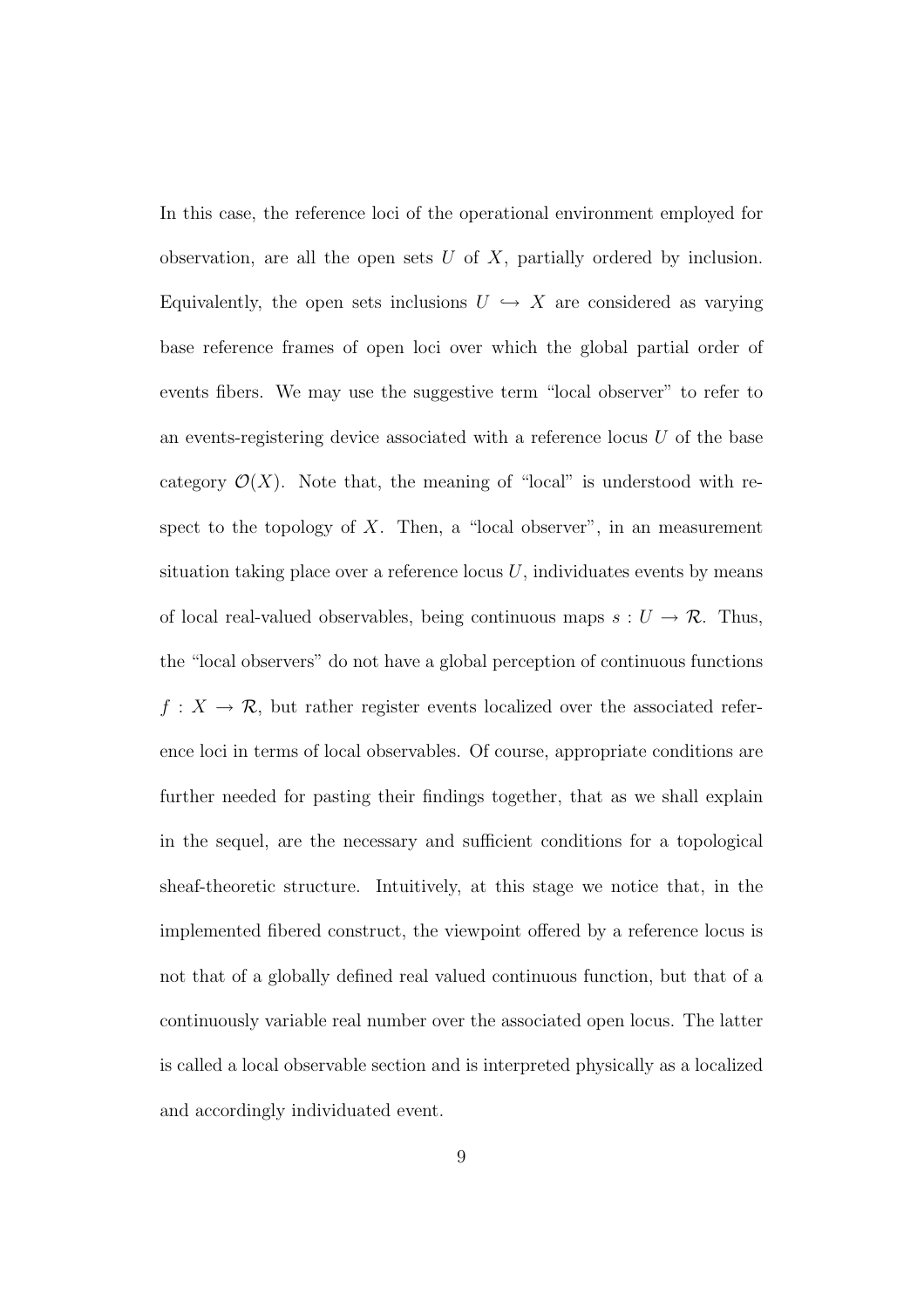In this case, the reference loci of the operational environment employed for observation, are all the open sets $U$ of $X$, partially ordered by inclusion. Equivalently, the open sets inclusions $U \hookrightarrow X$ are considered as varying base reference frames of open loci over which the global partial order of events fibers. We may use the suggestive term "local observer" to refer to an events-registering device associated with a reference locus $U$ of the base category $\mathcal{O}(X)$. Note that, the meaning of "local" is understood with respect to the topology of $X$. Then, a "local observer", in an measurement situation taking place over a reference locus $U$, individuates events by means of local real-valued observables, being continuous maps $s : U \to \mathcal{R}$. Thus, the "local observers" do not have a global perception of continuous functions $f : X \to \mathcal{R}$, but rather register events localized over the associated reference loci in terms of local observables. Of course, appropriate conditions are further needed for pasting their findings together, that as we shall explain in the sequel, are the necessary and sufficient conditions for a topological sheaf-theoretic structure. Intuitively, at this stage we notice that, in the implemented fibered construct, the viewpoint offered by a reference locus is not that of a globally defined real valued continuous function, but that of a continuously variable real number over the associated open locus. The latter is called a local observable section and is interpreted physically as a localized and accordingly individuated event.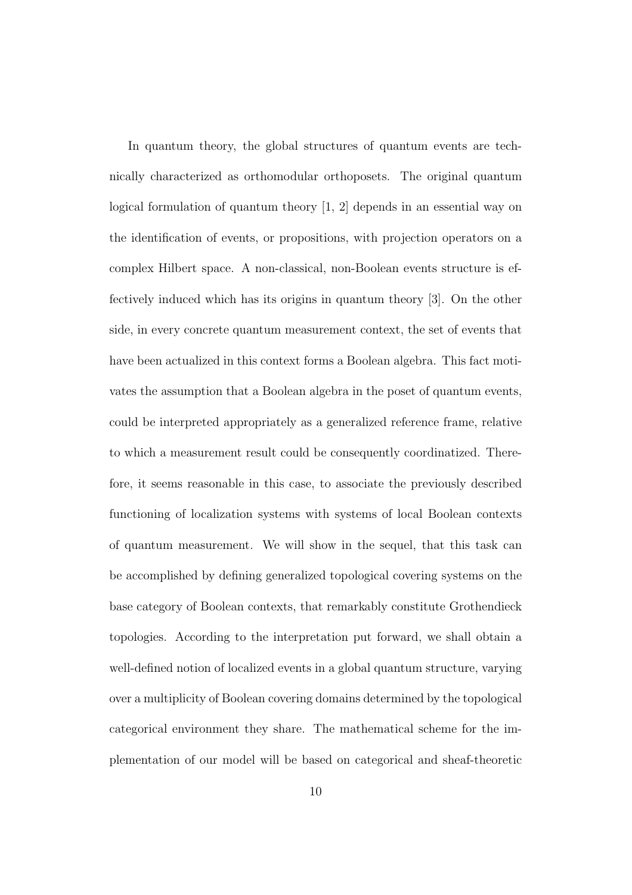In quantum theory, the global structures of quantum events are technically characterized as orthomodular orthoposets. The original quantum logical formulation of quantum theory [1, 2] depends in an essential way on the identification of events, or propositions, with projection operators on a complex Hilbert space. A non-classical, non-Boolean events structure is effectively induced which has its origins in quantum theory [3]. On the other side, in every concrete quantum measurement context, the set of events that have been actualized in this context forms a Boolean algebra. This fact motivates the assumption that a Boolean algebra in the poset of quantum events, could be interpreted appropriately as a generalized reference frame, relative to which a measurement result could be consequently coordinatized. Therefore, it seems reasonable in this case, to associate the previously described functioning of localization systems with systems of local Boolean contexts of quantum measurement. We will show in the sequel, that this task can be accomplished by defining generalized topological covering systems on the base category of Boolean contexts, that remarkably constitute Grothendieck topologies. According to the interpretation put forward, we shall obtain a well-defined notion of localized events in a global quantum structure, varying over a multiplicity of Boolean covering domains determined by the topological categorical environment they share. The mathematical scheme for the implementation of our model will be based on categorical and sheaf-theoretic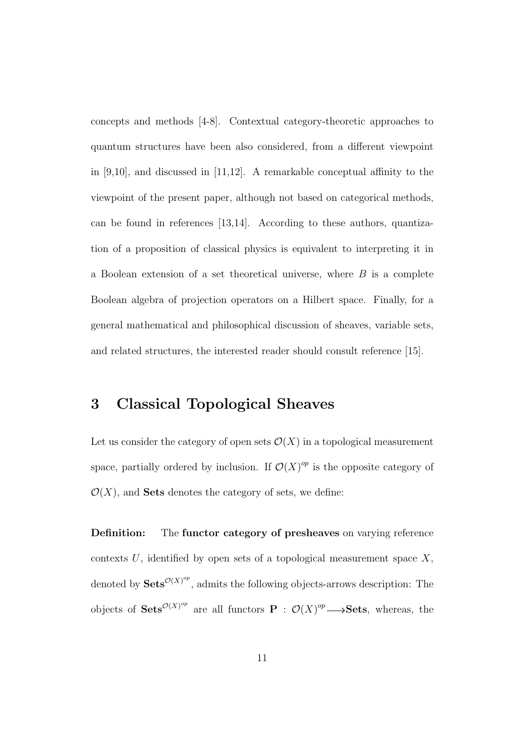concepts and methods [4-8]. Contextual category-theoretic approaches to quantum structures have been also considered, from a different viewpoint in [9,10], and discussed in [11,12]. A remarkable conceptual affinity to the viewpoint of the present paper, although not based on categorical methods, can be found in references [13,14]. According to these authors, quantization of a proposition of classical physics is equivalent to interpreting it in a Boolean extension of a set theoretical universe, where $B$ is a complete Boolean algebra of projection operators on a Hilbert space. Finally, for a general mathematical and philosophical discussion of sheaves, variable sets, and related structures, the interested reader should consult reference [15].

# 3 Classical Topological Sheaves

Let us consider the category of open sets $\mathcal{O}(X)$ in a topological measurement space, partially ordered by inclusion. If $\mathcal{O}(X)^{op}$ is the opposite category of $\mathcal{O}(X)$, and **Sets** denotes the category of sets, we define:

**Definition:** The **functor category of presheaves** on varying reference contexts $U$, identified by open sets of a topological measurement space $X$, denoted by $\mathbf{Sets}^{\mathcal{O}(X)^{op}}$, admits the following objects-arrows description: The objects of $\mathbf{Sets}^{\mathcal{O}(X)^{op}}$ are all functors $\mathbf{P} : \mathcal{O}(X)^{op} \longrightarrow \mathbf{Sets}$, whereas, the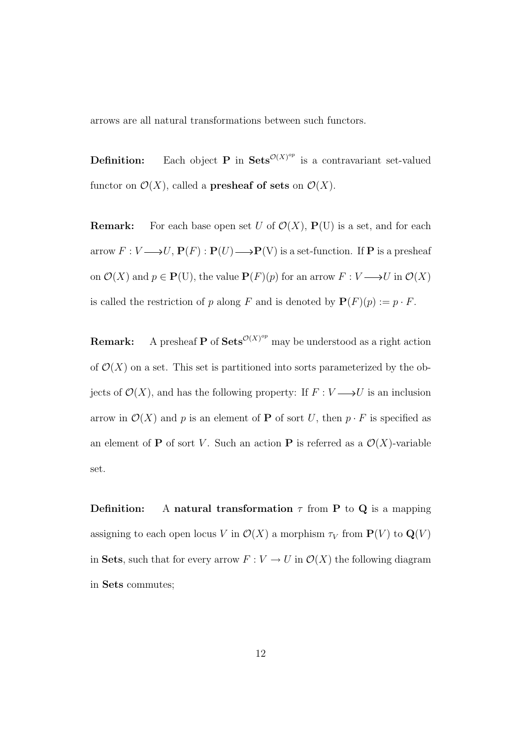arrows are all natural transformations between such functors.

**Definition:** Each object $\mathbf{P}$ in $\mathbf{Sets}^{\mathcal{O}(X)^{op}}$ is a contravariant set-valued functor on $\mathcal{O}(X)$, called a **presheaf of sets** on $\mathcal{O}(X)$.

**Remark:** For each base open set $U$ of $\mathcal{O}(X)$, $\mathbf{P}(\mathrm{U})$ is a set, and for each arrow $F : V \longrightarrow U$, $\mathbf{P}(F) : \mathbf{P}(U) \longrightarrow \mathbf{P}(\mathrm{V})$ is a set-function. If $\mathbf{P}$ is a presheaf on $\mathcal{O}(X)$ and $p \in \mathbf{P}(\mathrm{U})$, the value $\mathbf{P}(F)(p)$ for an arrow $F : V \longrightarrow U$ in $\mathcal{O}(X)$ is called the restriction of $p$ along $F$ and is denoted by $\mathbf{P}(F)(p) := p \cdot F$.

**Remark:** A presheaf $\mathbf{P}$ of $\mathbf{Sets}^{\mathcal{O}(X)^{op}}$ may be understood as a right action of $\mathcal{O}(X)$ on a set. This set is partitioned into sorts parameterized by the objects of $\mathcal{O}(X)$, and has the following property: If $F : V \longrightarrow U$ is an inclusion arrow in $\mathcal{O}(X)$ and $p$ is an element of $\mathbf{P}$ of sort $U$, then $p \cdot F$ is specified as an element of $\mathbf{P}$ of sort $V$. Such an action $\mathbf{P}$ is referred as a $\mathcal{O}(X)$-variable set.

**Definition:** A **natural transformation** $\tau$ from $\mathbf{P}$ to $\mathbf{Q}$ is a mapping assigning to each open locus $V$ in $\mathcal{O}(X)$ a morphism $\tau_V$ from $\mathbf{P}(V)$ to $\mathbf{Q}(V)$ in **Sets**, such that for every arrow $F : V \to U$ in $\mathcal{O}(X)$ the following diagram in **Sets** commutes;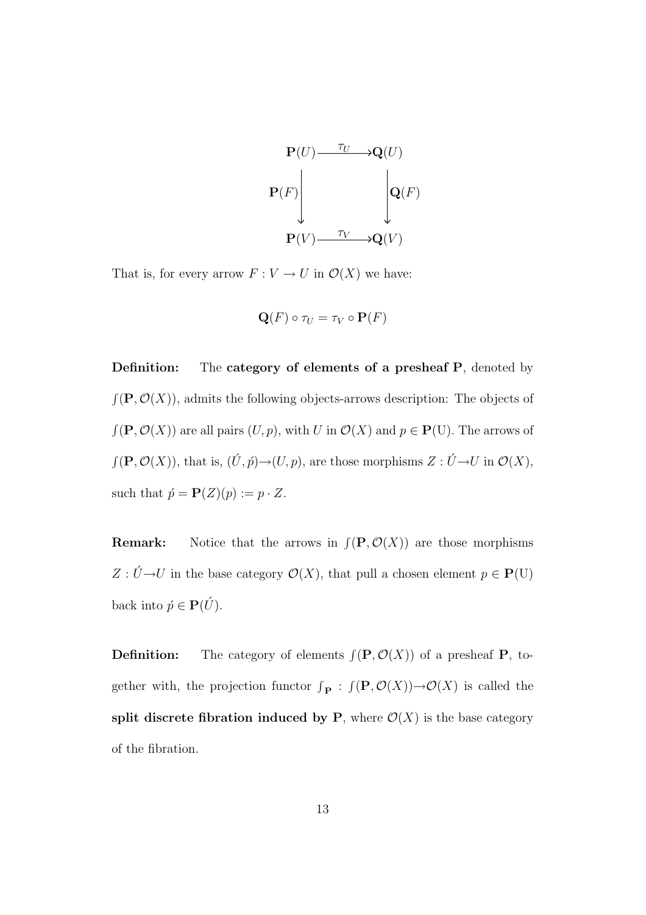$$
\begin{array}{ccc}
\mathbf{P}(U) & \xrightarrow{\tau_U} & \mathbf{Q}(U) \\
\mathbf{P}(F) \big\downarrow & & \big\downarrow \mathbf{Q}(F) \\
\mathbf{P}(V) & \xrightarrow{\tau_V} & \mathbf{Q}(V)
\end{array}
$$

That is, for every arrow $F : V \to U$ in $\mathcal{O}(X)$ we have:

$$\mathbf{Q}(F) \circ \tau_U = \tau_V \circ \mathbf{P}(F)$$

**Definition:** The **category of elements of a presheaf P**, denoted by $\int(\mathbf{P}, \mathcal{O}(X))$, admits the following objects-arrows description: The objects of $\int(\mathbf{P}, \mathcal{O}(X))$ are all pairs $(U, p)$, with $U$ in $\mathcal{O}(X)$ and $p \in \mathbf{P}(\mathrm{U})$. The arrows of $\int(\mathbf{P}, \mathcal{O}(X))$, that is, $(\acute{U}, \acute{p}) \to (U, p)$, are those morphisms $Z : \acute{U} \to U$ in $\mathcal{O}(X)$, such that $\acute{p} = \mathbf{P}(Z)(p) := p \cdot Z$.

**Remark:** Notice that the arrows in $\int(\mathbf{P}, \mathcal{O}(X))$ are those morphisms $Z : \acute{U} \to U$ in the base category $\mathcal{O}(X)$, that pull a chosen element $p \in \mathbf{P}(\mathrm{U})$ back into $\acute{p} \in \mathbf{P}(\acute{U})$.

**Definition:** The category of elements $\int(\mathbf{P}, \mathcal{O}(X))$ of a presheaf $\mathbf{P}$, together with, the projection functor $\int_{\mathbf{P}} : \int(\mathbf{P}, \mathcal{O}(X)) \to \mathcal{O}(X)$ is called the **split discrete fibration induced by P**, where $\mathcal{O}(X)$ is the base category of the fibration.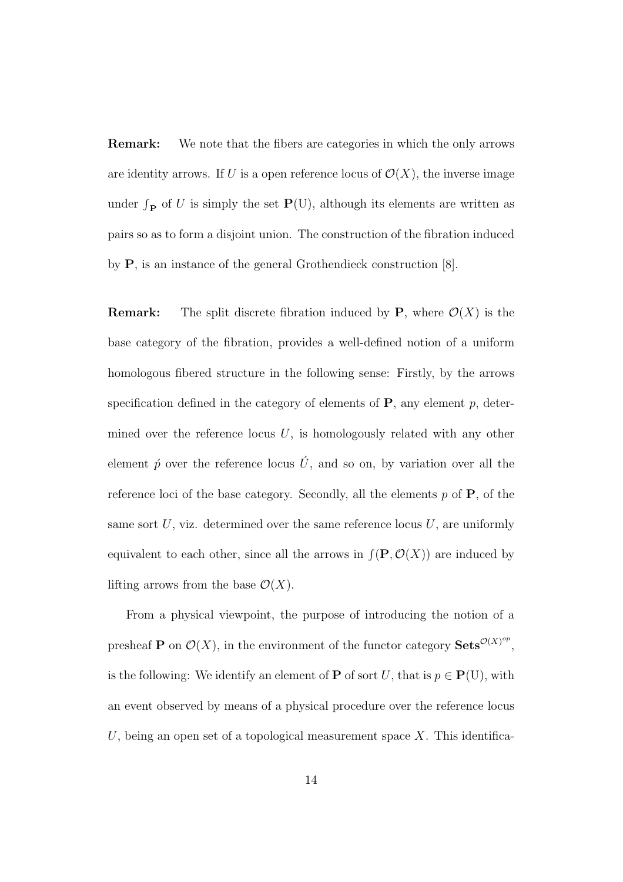**Remark:** We note that the fibers are categories in which the only arrows are identity arrows. If $U$ is a open reference locus of $\mathcal{O}(X)$, the inverse image under $\int_{\mathbf{P}}$ of $U$ is simply the set $\mathbf{P}(\mathrm{U})$, although its elements are written as pairs so as to form a disjoint union. The construction of the fibration induced by $\mathbf{P}$, is an instance of the general Grothendieck construction [8].

**Remark:** The split discrete fibration induced by $\mathbf{P}$, where $\mathcal{O}(X)$ is the base category of the fibration, provides a well-defined notion of a uniform homologous fibered structure in the following sense: Firstly, by the arrows specification defined in the category of elements of $\mathbf{P}$, any element $p$, determined over the reference locus $U$, is homologously related with any other element $\acute{p}$ over the reference locus $\acute{U}$, and so on, by variation over all the reference loci of the base category. Secondly, all the elements $p$ of $\mathbf{P}$, of the same sort $U$, viz. determined over the same reference locus $U$, are uniformly equivalent to each other, since all the arrows in $\int(\mathbf{P}, \mathcal{O}(X))$ are induced by lifting arrows from the base $\mathcal{O}(X)$.

From a physical viewpoint, the purpose of introducing the notion of a presheaf $\mathbf{P}$ on $\mathcal{O}(X)$, in the environment of the functor category $\mathbf{Sets}^{\mathcal{O}(X)^{op}}$, is the following: We identify an element of $\mathbf{P}$ of sort $U$, that is $p \in \mathbf{P}(\mathrm{U})$, with an event observed by means of a physical procedure over the reference locus $U$, being an open set of a topological measurement space $X$. This identifica-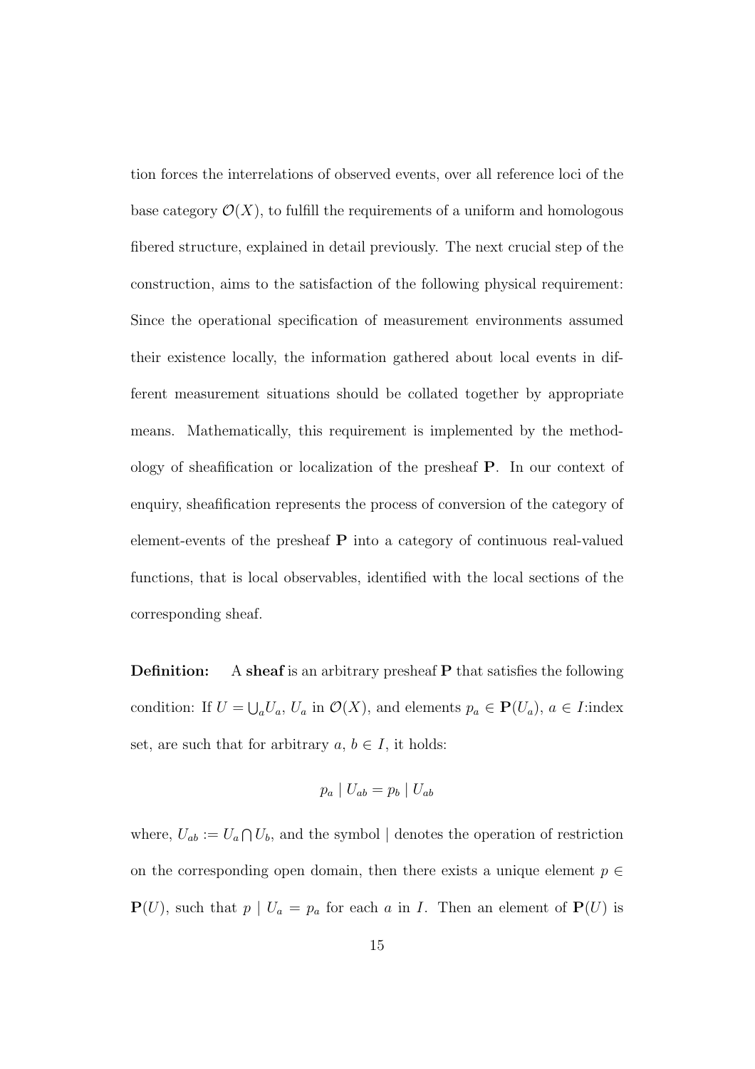tion forces the interrelations of observed events, over all reference loci of the base category $\mathcal{O}(X)$, to fulfill the requirements of a uniform and homologous fibered structure, explained in detail previously. The next crucial step of the construction, aims to the satisfaction of the following physical requirement: Since the operational specification of measurement environments assumed their existence locally, the information gathered about local events in different measurement situations should be collated together by appropriate means. Mathematically, this requirement is implemented by the methodology of sheafification or localization of the presheaf $\mathbf{P}$. In our context of enquiry, sheafification represents the process of conversion of the category of element-events of the presheaf $\mathbf{P}$ into a category of continuous real-valued functions, that is local observables, identified with the local sections of the corresponding sheaf.

**Definition:** A **sheaf** is an arbitrary presheaf $\mathbf{P}$ that satisfies the following condition: If $U = \bigcup_a U_a$, $U_a$ in $\mathcal{O}(X)$, and elements $p_a \in \mathbf{P}(U_a)$, $a \in I$:index set, are such that for arbitrary $a$, $b \in I$, it holds:

$$p_a \mid U_{ab} = p_b \mid U_{ab}$$

where, $U_{ab} := U_a \bigcap U_b$, and the symbol $\mid$ denotes the operation of restriction on the corresponding open domain, then there exists a unique element $p \in \mathbf{P}(U)$, such that $p \mid U_a = p_a$ for each $a$ in $I$. Then an element of $\mathbf{P}(U)$ is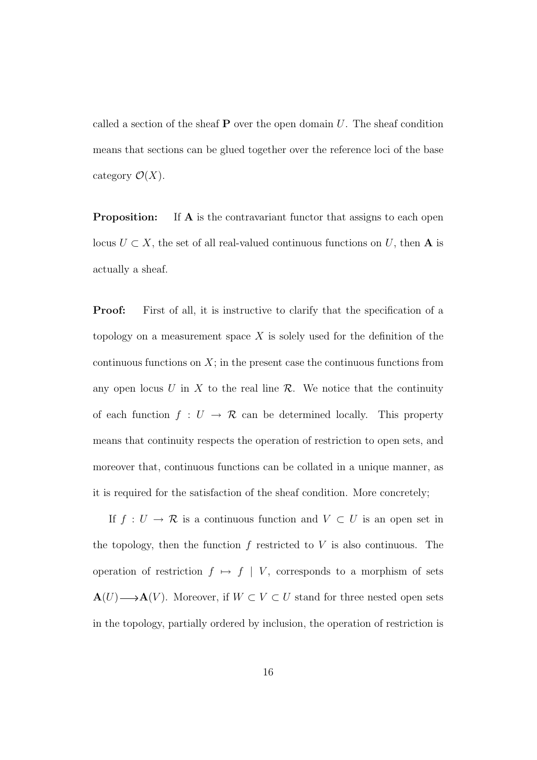called a section of the sheaf $\mathbf{P}$ over the open domain $U$. The sheaf condition means that sections can be glued together over the reference loci of the base category $\mathcal{O}(X)$.

**Proposition:** If $\mathbf{A}$ is the contravariant functor that assigns to each open locus $U \subset X$, the set of all real-valued continuous functions on $U$, then $\mathbf{A}$ is actually a sheaf.

**Proof:** First of all, it is instructive to clarify that the specification of a topology on a measurement space $X$ is solely used for the definition of the continuous functions on $X$; in the present case the continuous functions from any open locus $U$ in $X$ to the real line $\mathcal{R}$. We notice that the continuity of each function $f : U \rightarrow \mathcal{R}$ can be determined locally. This property means that continuity respects the operation of restriction to open sets, and moreover that, continuous functions can be collated in a unique manner, as it is required for the satisfaction of the sheaf condition. More concretely;

If $f : U \rightarrow \mathcal{R}$ is a continuous function and $V \subset U$ is an open set in the topology, then the function $f$ restricted to $V$ is also continuous. The operation of restriction $f \mapsto f \mid V$, corresponds to a morphism of sets $\mathbf{A}(U) \longrightarrow \mathbf{A}(V)$. Moreover, if $W \subset V \subset U$ stand for three nested open sets in the topology, partially ordered by inclusion, the operation of restriction is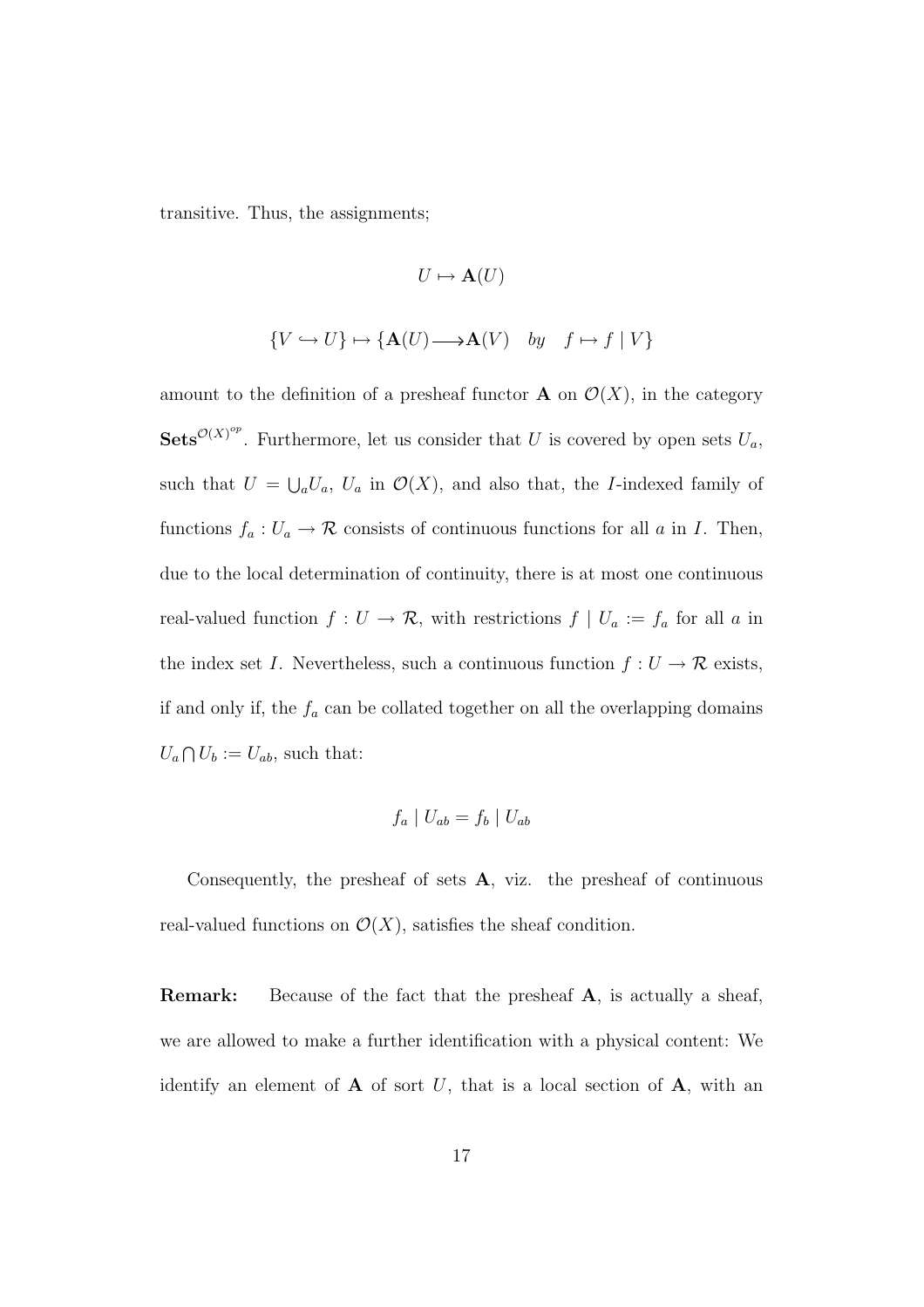transitive. Thus, the assignments;

$$U \mapsto \mathbf{A}(U)$$

$$\{V \hookrightarrow U\} \mapsto \{\mathbf{A}(U) \longrightarrow \mathbf{A}(V) \quad by \quad f \mapsto f \mid V\}$$

amount to the definition of a presheaf functor $\mathbf{A}$ on $\mathcal{O}(X)$, in the category $\mathbf{Sets}^{\mathcal{O}(X)^{op}}$. Furthermore, let us consider that $U$ is covered by open sets $U_a$, such that $U = \bigcup_a U_a$, $U_a$ in $\mathcal{O}(X)$, and also that, the $I$-indexed family of functions $f_a : U_a \to \mathcal{R}$ consists of continuous functions for all $a$ in $I$. Then, due to the local determination of continuity, there is at most one continuous real-valued function $f : U \to \mathcal{R}$, with restrictions $f \mid U_a := f_a$ for all $a$ in the index set $I$. Nevertheless, such a continuous function $f : U \to \mathcal{R}$ exists, if and only if, the $f_a$ can be collated together on all the overlapping domains $U_a \bigcap U_b := U_{ab}$, such that:

$$f_a \mid U_{ab} = f_b \mid U_{ab}$$

Consequently, the presheaf of sets $\mathbf{A}$, viz. the presheaf of continuous real-valued functions on $\mathcal{O}(X)$, satisfies the sheaf condition.

**Remark:** Because of the fact that the presheaf $\mathbf{A}$, is actually a sheaf, we are allowed to make a further identification with a physical content: We identify an element of $\mathbf{A}$ of sort $U$, that is a local section of $\mathbf{A}$, with an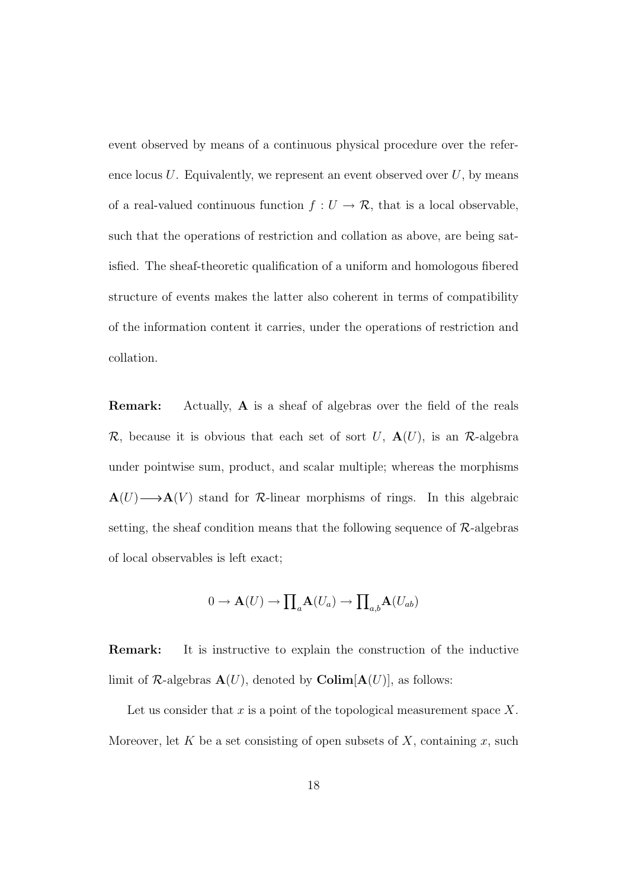event observed by means of a continuous physical procedure over the reference locus $U$. Equivalently, we represent an event observed over $U$, by means of a real-valued continuous function $f : U \rightarrow \mathcal{R}$, that is a local observable, such that the operations of restriction and collation as above, are being satisfied. The sheaf-theoretic qualification of a uniform and homologous fibered structure of events makes the latter also coherent in terms of compatibility of the information content it carries, under the operations of restriction and collation.

**Remark:** Actually, $\mathbf{A}$ is a sheaf of algebras over the field of the reals $\mathcal{R}$, because it is obvious that each set of sort $U$, $\mathbf{A}(U)$, is an $\mathcal{R}$-algebra under pointwise sum, product, and scalar multiple; whereas the morphisms $\mathbf{A}(U) \longrightarrow \mathbf{A}(V)$ stand for $\mathcal{R}$-linear morphisms of rings. In this algebraic setting, the sheaf condition means that the following sequence of $\mathcal{R}$-algebras of local observables is left exact;

$$0 \rightarrow \mathbf{A}(U) \rightarrow \prod_{a} \mathbf{A}(U_a) \rightarrow \prod_{a,b} \mathbf{A}(U_{ab})$$

**Remark:** It is instructive to explain the construction of the inductive limit of $\mathcal{R}$-algebras $\mathbf{A}(U)$, denoted by $\mathbf{Colim}[\mathbf{A}(U)]$, as follows:

Let us consider that $x$ is a point of the topological measurement space $X$. Moreover, let $K$ be a set consisting of open subsets of $X$, containing $x$, such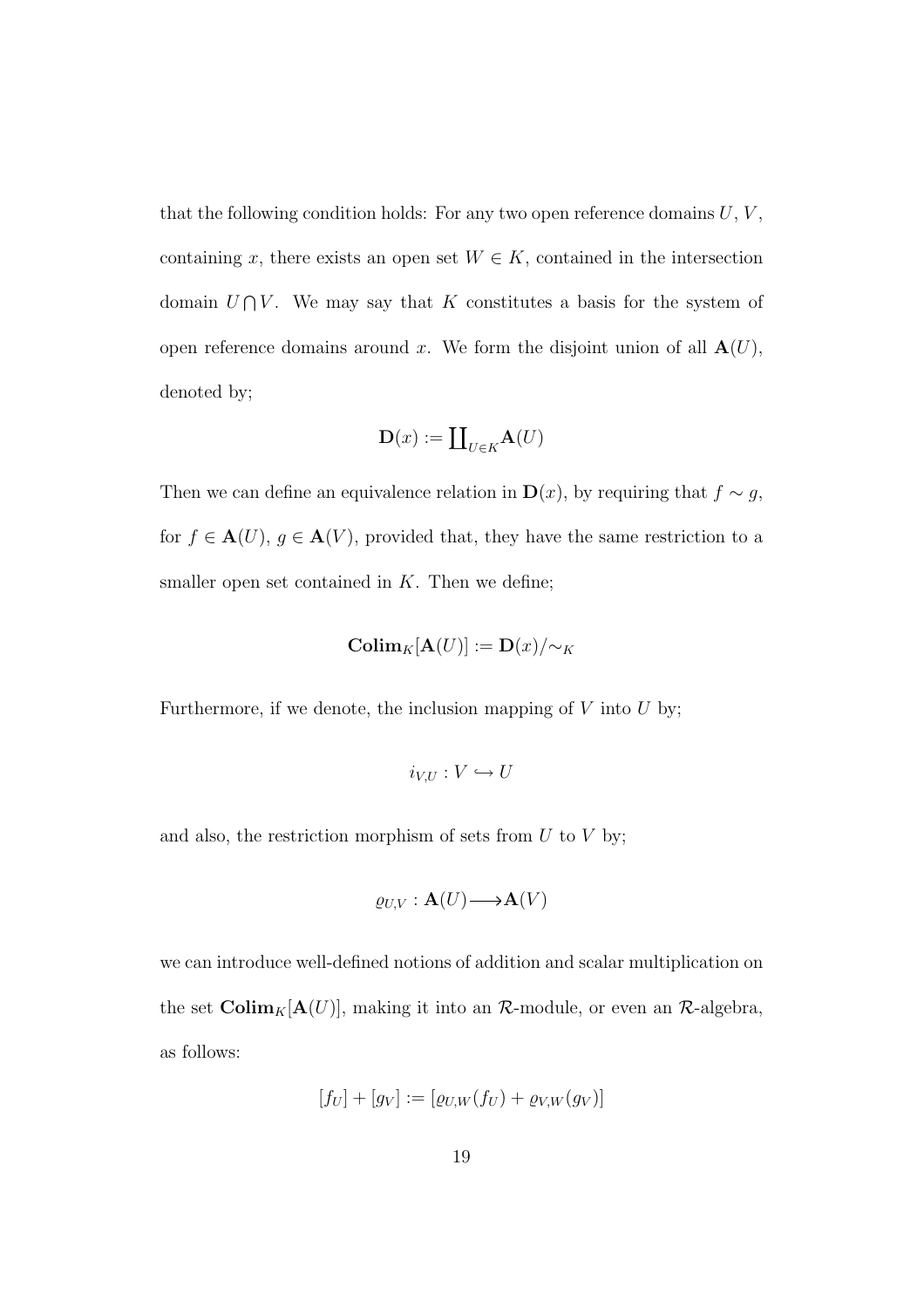that the following condition holds: For any two open reference domains $U$, $V$, containing $x$, there exists an open set $W \in K$, contained in the intersection domain $U \bigcap V$. We may say that $K$ constitutes a basis for the system of open reference domains around $x$. We form the disjoint union of all $\mathbf{A}(U)$, denoted by;

$$\mathbf{D}(x) := \coprod_{U \in K} \mathbf{A}(U)$$

Then we can define an equivalence relation in $\mathbf{D}(x)$, by requiring that $f \sim g$, for $f \in \mathbf{A}(U)$, $g \in \mathbf{A}(V)$, provided that, they have the same restriction to a smaller open set contained in $K$. Then we define;

$$\mathbf{Colim}_K[\mathbf{A}(U)] := \mathbf{D}(x)/\sim_K$$

Furthermore, if we denote, the inclusion mapping of $V$ into $U$ by;

$$i_{V,U} : V \hookrightarrow U$$

and also, the restriction morphism of sets from $U$ to $V$ by;

$$\varrho_{U,V} : \mathbf{A}(U) \longrightarrow \mathbf{A}(V)$$

we can introduce well-defined notions of addition and scalar multiplication on the set $\mathbf{Colim}_K[\mathbf{A}(U)]$, making it into an $\mathcal{R}$-module, or even an $\mathcal{R}$-algebra, as follows:

$$[f_U] + [g_V] := [\varrho_{U,W}(f_U) + \varrho_{V,W}(g_V)]$$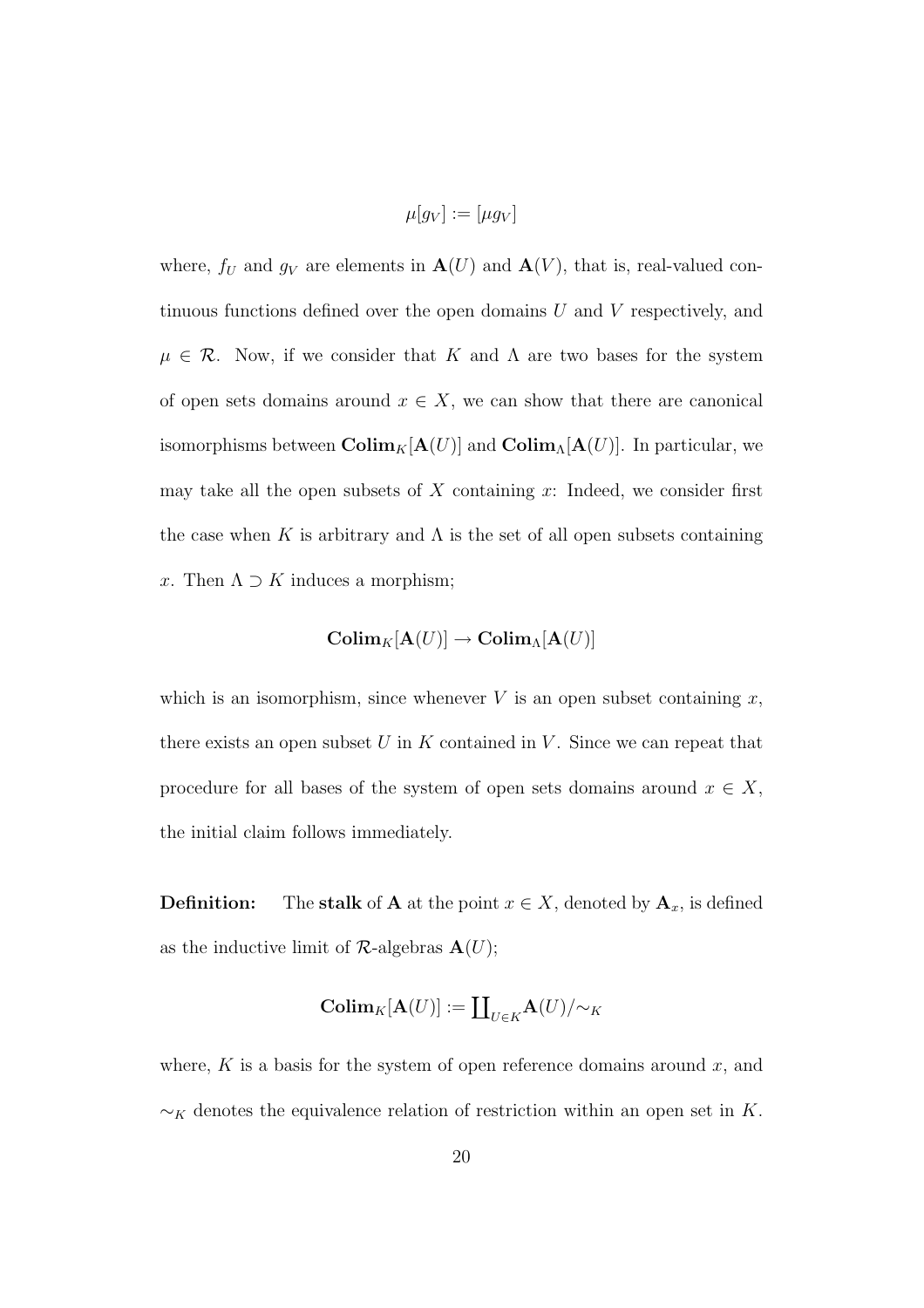$$\mu[g_V] := [\mu g_V]$$

where, $f_U$ and $g_V$ are elements in $\mathbf{A}(U)$ and $\mathbf{A}(V)$, that is, real-valued continuous functions defined over the open domains $U$ and $V$ respectively, and $\mu \in \mathcal{R}$. Now, if we consider that $K$ and $\Lambda$ are two bases for the system of open sets domains around $x \in X$, we can show that there are canonical isomorphisms between $\mathbf{Colim}_K[\mathbf{A}(U)]$ and $\mathbf{Colim}_\Lambda[\mathbf{A}(U)]$. In particular, we may take all the open subsets of $X$ containing $x$: Indeed, we consider first the case when $K$ is arbitrary and $\Lambda$ is the set of all open subsets containing $x$. Then $\Lambda \supset K$ induces a morphism;

$$\mathbf{Colim}_K[\mathbf{A}(U)] \to \mathbf{Colim}_\Lambda[\mathbf{A}(U)]$$

which is an isomorphism, since whenever $V$ is an open subset containing $x$, there exists an open subset $U$ in $K$ contained in $V$. Since we can repeat that procedure for all bases of the system of open sets domains around $x \in X$, the initial claim follows immediately.

**Definition:** The **stalk** of $\mathbf{A}$ at the point $x \in X$, denoted by $\mathbf{A}_x$, is defined as the inductive limit of $\mathcal{R}$-algebras $\mathbf{A}(U)$;

$$\mathbf{Colim}_K[\mathbf{A}(U)] := \coprod\nolimits_{U \in K} \mathbf{A}(U)/\!\sim_K$$

where, $K$ is a basis for the system of open reference domains around $x$, and $\sim_K$ denotes the equivalence relation of restriction within an open set in $K$.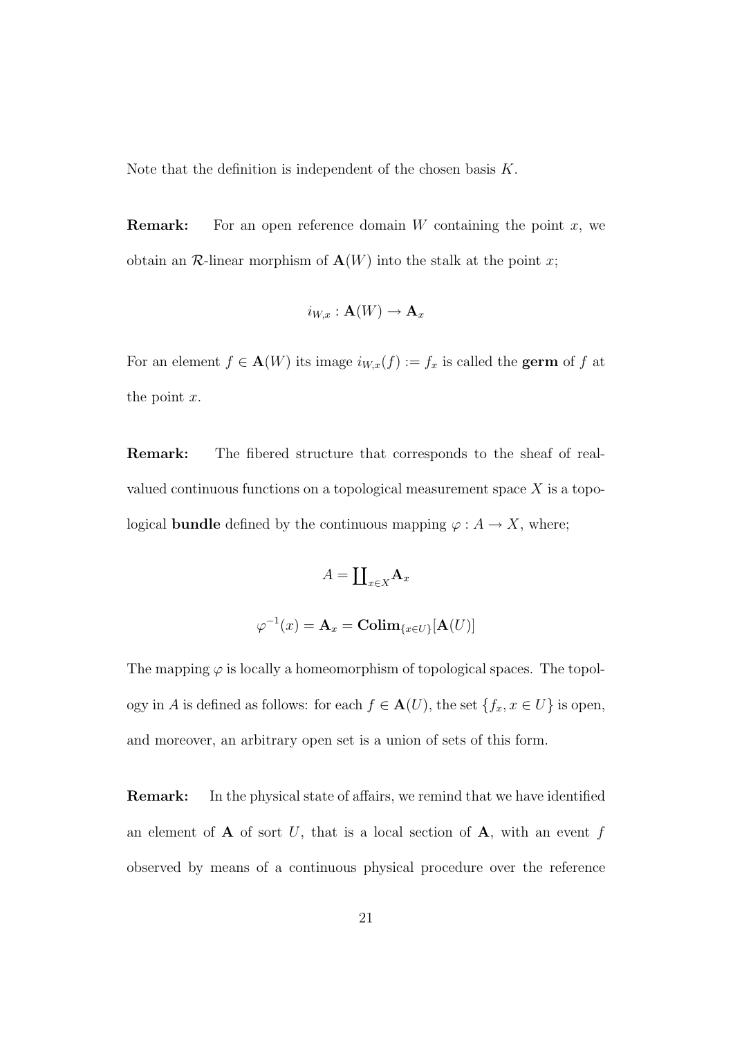Note that the definition is independent of the chosen basis $K$.

**Remark:** For an open reference domain $W$ containing the point $x$, we obtain an $\mathcal{R}$-linear morphism of $\mathbf{A}(W)$ into the stalk at the point $x$;

$$i_{W,x} : \mathbf{A}(W) \to \mathbf{A}_x$$

For an element $f \in \mathbf{A}(W)$ its image $i_{W,x}(f) := f_x$ is called the **germ** of $f$ at the point $x$.

**Remark:** The fibered structure that corresponds to the sheaf of real-valued continuous functions on a topological measurement space $X$ is a topological **bundle** defined by the continuous mapping $\varphi : A \to X$, where;

$$A = \coprod\nolimits_{x \in X} \mathbf{A}_x$$

$$\varphi^{-1}(x) = \mathbf{A}_x = \mathbf{Colim}_{\{x \in U\}}[\mathbf{A}(U)]$$

The mapping $\varphi$ is locally a homeomorphism of topological spaces. The topology in $A$ is defined as follows: for each $f \in \mathbf{A}(U)$, the set $\{f_x, x \in U\}$ is open, and moreover, an arbitrary open set is a union of sets of this form.

**Remark:** In the physical state of affairs, we remind that we have identified an element of $\mathbf{A}$ of sort $U$, that is a local section of $\mathbf{A}$, with an event $f$ observed by means of a continuous physical procedure over the reference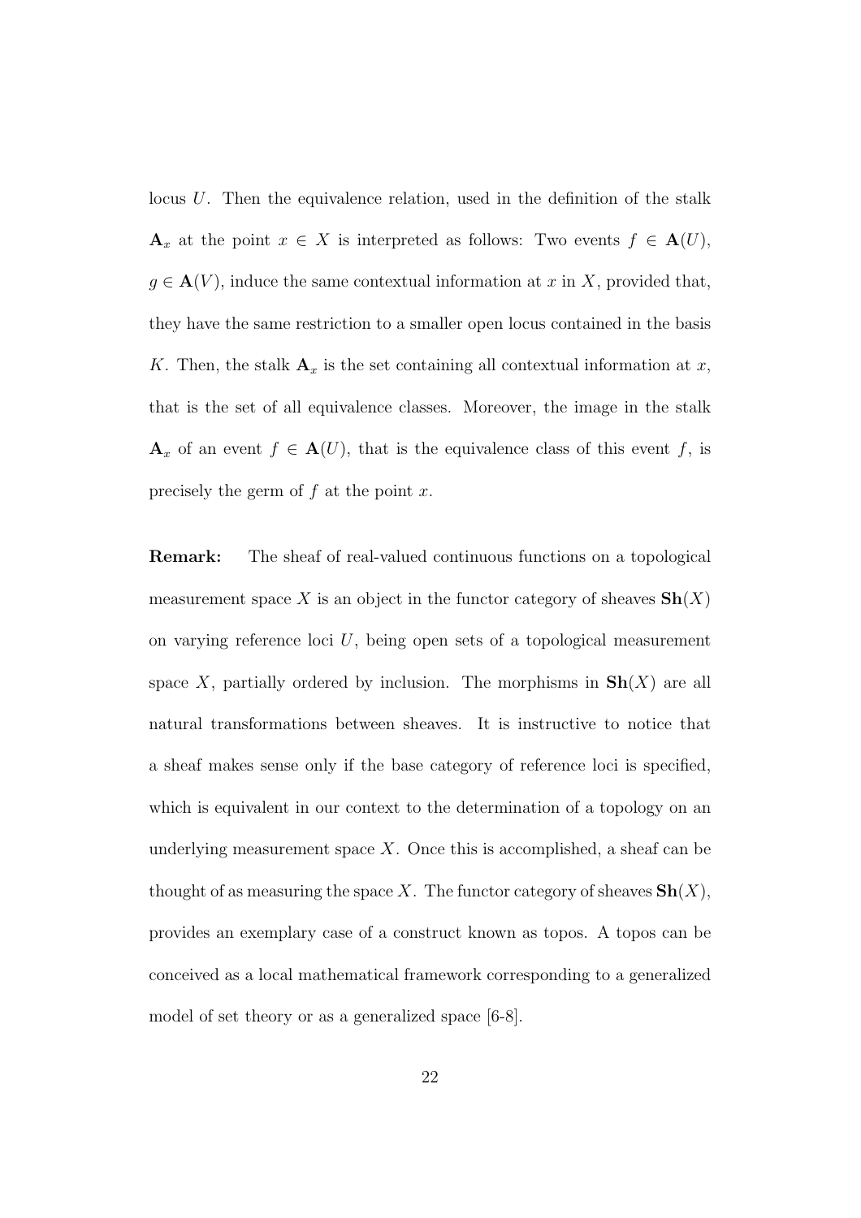locus $U$. Then the equivalence relation, used in the definition of the stalk $\mathbf{A}_x$ at the point $x \in X$ is interpreted as follows: Two events $f \in \mathbf{A}(U)$, $g \in \mathbf{A}(V)$, induce the same contextual information at $x$ in $X$, provided that, they have the same restriction to a smaller open locus contained in the basis $K$. Then, the stalk $\mathbf{A}_x$ is the set containing all contextual information at $x$, that is the set of all equivalence classes. Moreover, the image in the stalk $\mathbf{A}_x$ of an event $f \in \mathbf{A}(U)$, that is the equivalence class of this event $f$, is precisely the germ of $f$ at the point $x$.

**Remark:** The sheaf of real-valued continuous functions on a topological measurement space $X$ is an object in the functor category of sheaves $\mathbf{Sh}(X)$ on varying reference loci $U$, being open sets of a topological measurement space $X$, partially ordered by inclusion. The morphisms in $\mathbf{Sh}(X)$ are all natural transformations between sheaves. It is instructive to notice that a sheaf makes sense only if the base category of reference loci is specified, which is equivalent in our context to the determination of a topology on an underlying measurement space $X$. Once this is accomplished, a sheaf can be thought of as measuring the space $X$. The functor category of sheaves $\mathbf{Sh}(X)$, provides an exemplary case of a construct known as topos. A topos can be conceived as a local mathematical framework corresponding to a generalized model of set theory or as a generalized space [6-8].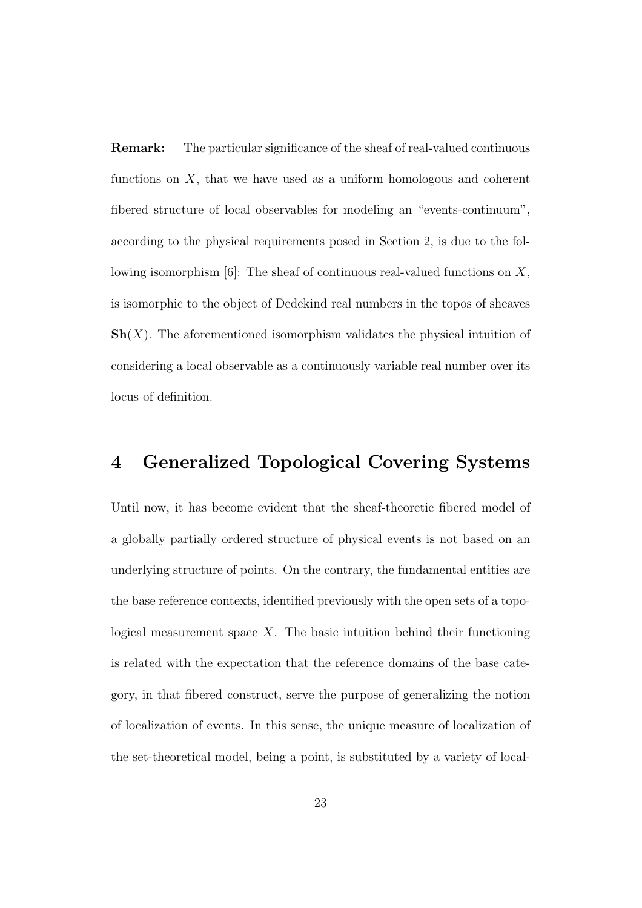**Remark:** The particular significance of the sheaf of real-valued continuous functions on $X$, that we have used as a uniform homologous and coherent fibered structure of local observables for modeling an "events-continuum", according to the physical requirements posed in Section 2, is due to the following isomorphism [6]: The sheaf of continuous real-valued functions on $X$, is isomorphic to the object of Dedekind real numbers in the topos of sheaves $\mathbf{Sh}(X)$. The aforementioned isomorphism validates the physical intuition of considering a local observable as a continuously variable real number over its locus of definition.

# 4 Generalized Topological Covering Systems

Until now, it has become evident that the sheaf-theoretic fibered model of a globally partially ordered structure of physical events is not based on an underlying structure of points. On the contrary, the fundamental entities are the base reference contexts, identified previously with the open sets of a topological measurement space $X$. The basic intuition behind their functioning is related with the expectation that the reference domains of the base category, in that fibered construct, serve the purpose of generalizing the notion of localization of events. In this sense, the unique measure of localization of the set-theoretical model, being a point, is substituted by a variety of local-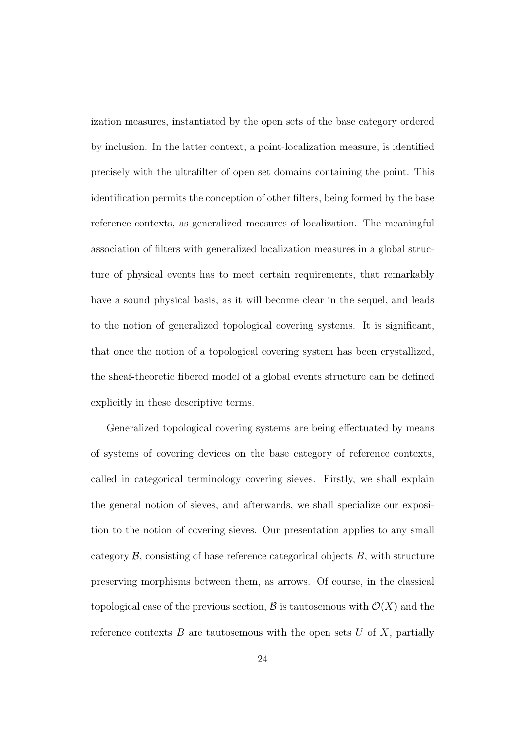ization measures, instantiated by the open sets of the base category ordered by inclusion. In the latter context, a point-localization measure, is identified precisely with the ultrafilter of open set domains containing the point. This identification permits the conception of other filters, being formed by the base reference contexts, as generalized measures of localization. The meaningful association of filters with generalized localization measures in a global structure of physical events has to meet certain requirements, that remarkably have a sound physical basis, as it will become clear in the sequel, and leads to the notion of generalized topological covering systems. It is significant, that once the notion of a topological covering system has been crystallized, the sheaf-theoretic fibered model of a global events structure can be defined explicitly in these descriptive terms.

Generalized topological covering systems are being effectuated by means of systems of covering devices on the base category of reference contexts, called in categorical terminology covering sieves. Firstly, we shall explain the general notion of sieves, and afterwards, we shall specialize our exposition to the notion of covering sieves. Our presentation applies to any small category $\mathcal{B}$, consisting of base reference categorical objects $B$, with structure preserving morphisms between them, as arrows. Of course, in the classical topological case of the previous section, $\mathcal{B}$ is tautosemous with $\mathcal{O}(X)$ and the reference contexts $B$ are tautosemous with the open sets $U$ of $X$, partially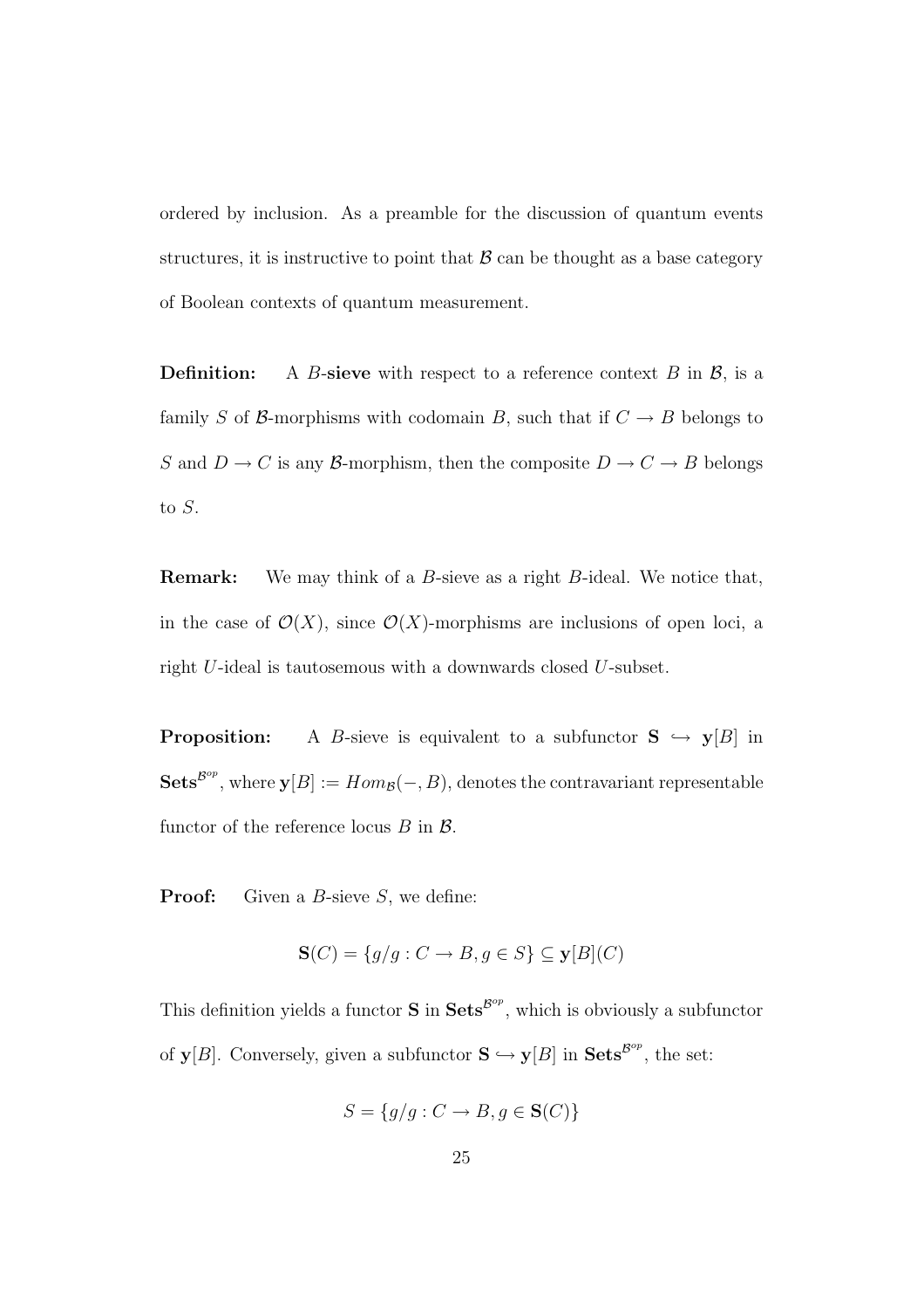ordered by inclusion. As a preamble for the discussion of quantum events structures, it is instructive to point that $\mathcal{B}$ can be thought as a base category of Boolean contexts of quantum measurement.

**Definition:** A $B$-**sieve** with respect to a reference context $B$ in $\mathcal{B}$, is a family $S$ of $\mathcal{B}$-morphisms with codomain $B$, such that if $C \to B$ belongs to $S$ and $D \to C$ is any $\mathcal{B}$-morphism, then the composite $D \to C \to B$ belongs to $S$.

**Remark:** We may think of a $B$-sieve as a right $B$-ideal. We notice that, in the case of $\mathcal{O}(X)$, since $\mathcal{O}(X)$-morphisms are inclusions of open loci, a right $U$-ideal is tautosemous with a downwards closed $U$-subset.

**Proposition:** A $B$-sieve is equivalent to a subfunctor $\mathbf{S} \hookrightarrow \mathbf{y}[B]$ in $\mathbf{Sets}^{\mathcal{B}^{op}}$, where $\mathbf{y}[B] := Hom_{\mathcal{B}}(-, B)$, denotes the contravariant representable functor of the reference locus $B$ in $\mathcal{B}$.

**Proof:** Given a $B$-sieve $S$, we define:

$$\mathbf{S}(C) = \{g/g : C \to B, g \in S\} \subseteq \mathbf{y}[B](C)$$

This definition yields a functor $\mathbf{S}$ in $\mathbf{Sets}^{\mathcal{B}^{op}}$, which is obviously a subfunctor of $\mathbf{y}[B]$. Conversely, given a subfunctor $\mathbf{S} \hookrightarrow \mathbf{y}[B]$ in $\mathbf{Sets}^{\mathcal{B}^{op}}$, the set:

$$S = \{g/g : C \to B, g \in \mathbf{S}(C)\}$$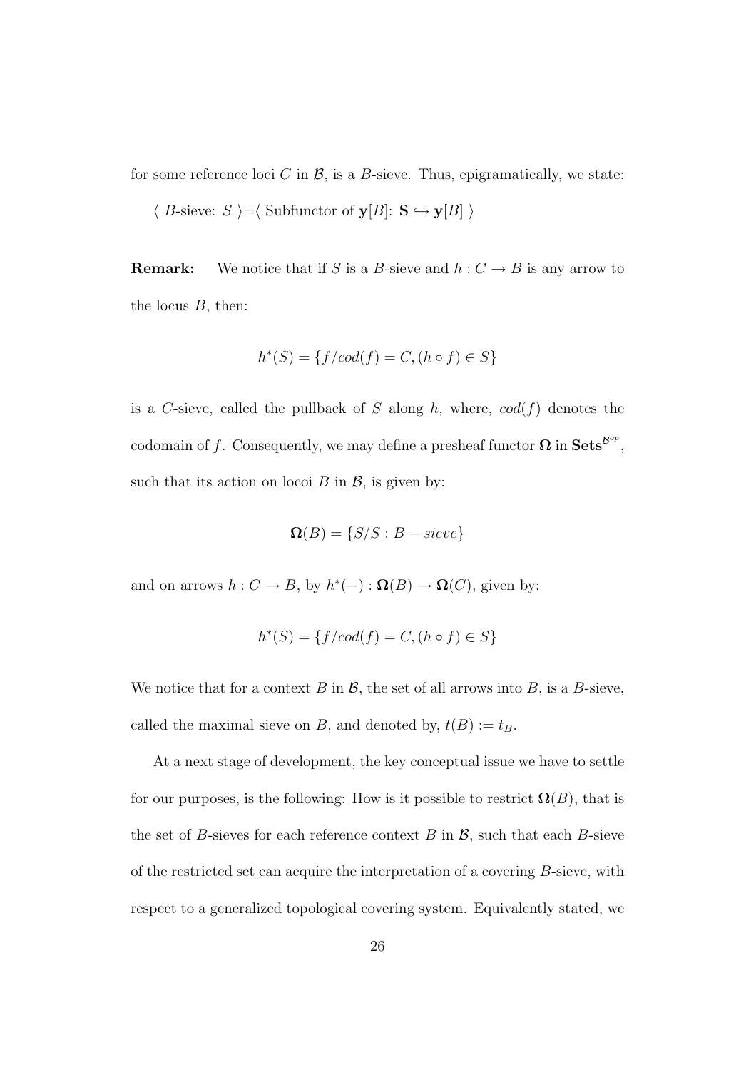for some reference loci $C$ in $\mathcal{B}$, is a $B$-sieve. Thus, epigramatically, we state:

$\langle$ $B$-sieve: $S$ $\rangle$=$\langle$ Subfunctor of $\mathbf{y}[B]$: $\mathbf{S} \hookrightarrow \mathbf{y}[B]$ $\rangle$

**Remark:** We notice that if $S$ is a $B$-sieve and $h : C \to B$ is any arrow to the locus $B$, then:

$$h^*(S) = \{f/cod(f) = C, (h \circ f) \in S\}$$

is a $C$-sieve, called the pullback of $S$ along $h$, where, $cod(f)$ denotes the codomain of $f$. Consequently, we may define a presheaf functor $\mathbf{\Omega}$ in $\mathbf{Sets}^{\mathcal{B}^{op}}$, such that its action on locoi $B$ in $\mathcal{B}$, is given by:

$$\mathbf{\Omega}(B) = \{S/S : B - sieve\}$$

and on arrows $h : C \to B$, by $h^*(-) : \mathbf{\Omega}(B) \to \mathbf{\Omega}(C)$, given by:

$$h^*(S) = \{f/cod(f) = C, (h \circ f) \in S\}$$

We notice that for a context $B$ in $\mathcal{B}$, the set of all arrows into $B$, is a $B$-sieve, called the maximal sieve on $B$, and denoted by, $t(B) := t_B$.

At a next stage of development, the key conceptual issue we have to settle for our purposes, is the following: How is it possible to restrict $\mathbf{\Omega}(B)$, that is the set of $B$-sieves for each reference context $B$ in $\mathcal{B}$, such that each $B$-sieve of the restricted set can acquire the interpretation of a covering $B$-sieve, with respect to a generalized topological covering system. Equivalently stated, we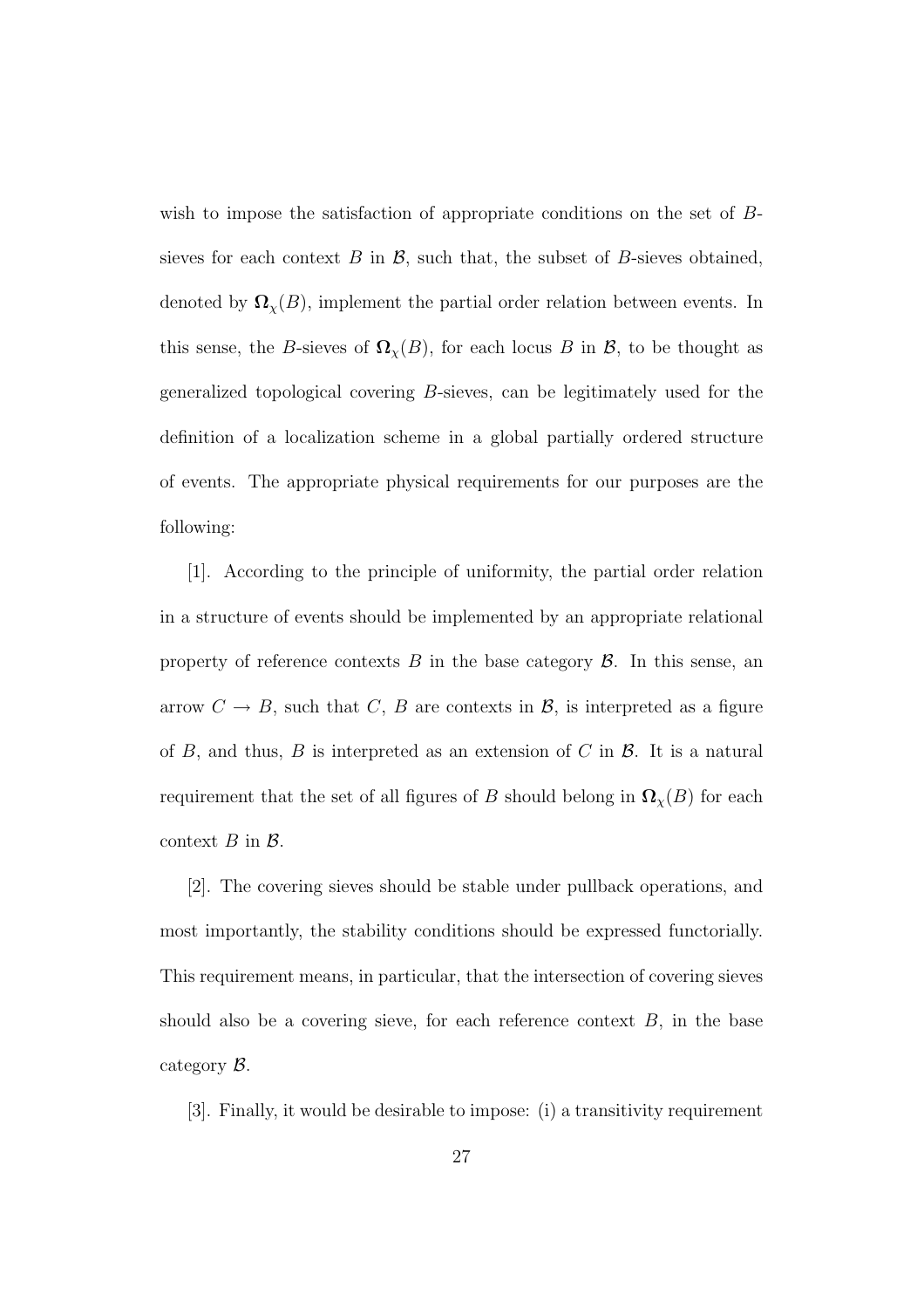wish to impose the satisfaction of appropriate conditions on the set of $B$-sieves for each context $B$ in $\mathcal{B}$, such that, the subset of $B$-sieves obtained, denoted by $\mathbf{\Omega}_{\chi}(B)$, implement the partial order relation between events. In this sense, the $B$-sieves of $\mathbf{\Omega}_{\chi}(B)$, for each locus $B$ in $\mathcal{B}$, to be thought as generalized topological covering $B$-sieves, can be legitimately used for the definition of a localization scheme in a global partially ordered structure of events. The appropriate physical requirements for our purposes are the following:

[1]. According to the principle of uniformity, the partial order relation in a structure of events should be implemented by an appropriate relational property of reference contexts $B$ in the base category $\mathcal{B}$. In this sense, an arrow $C \to B$, such that $C$, $B$ are contexts in $\mathcal{B}$, is interpreted as a figure of $B$, and thus, $B$ is interpreted as an extension of $C$ in $\mathcal{B}$. It is a natural requirement that the set of all figures of $B$ should belong in $\mathbf{\Omega}_{\chi}(B)$ for each context $B$ in $\mathcal{B}$.

[2]. The covering sieves should be stable under pullback operations, and most importantly, the stability conditions should be expressed functorially. This requirement means, in particular, that the intersection of covering sieves should also be a covering sieve, for each reference context $B$, in the base category $\mathcal{B}$.

[3]. Finally, it would be desirable to impose: (i) a transitivity requirement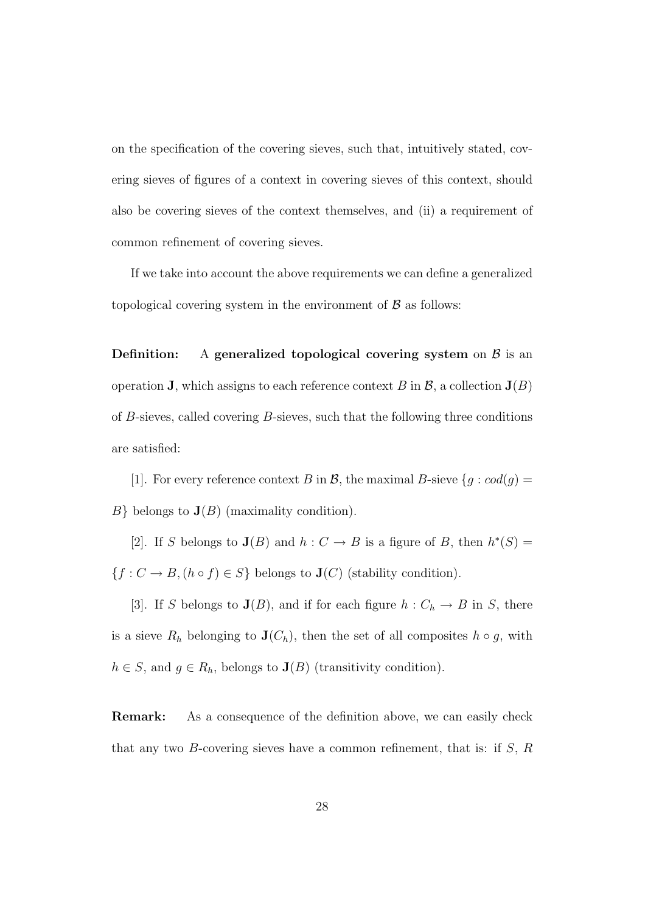on the specification of the covering sieves, such that, intuitively stated, covering sieves of figures of a context in covering sieves of this context, should also be covering sieves of the context themselves, and (ii) a requirement of common refinement of covering sieves.

If we take into account the above requirements we can define a generalized topological covering system in the environment of $\mathcal{B}$ as follows:

**Definition:** A **generalized topological covering system** on $\mathcal{B}$ is an operation $\mathbf{J}$, which assigns to each reference context $B$ in $\mathcal{B}$, a collection $\mathbf{J}(B)$ of $B$-sieves, called covering $B$-sieves, such that the following three conditions are satisfied:

[1]. For every reference context $B$ in $\mathcal{B}$, the maximal $B$-sieve $\{g : cod(g) = B\}$ belongs to $\mathbf{J}(B)$ (maximality condition).

[2]. If $S$ belongs to $\mathbf{J}(B)$ and $h : C \to B$ is a figure of $B$, then $h^*(S) = \{f : C \to B, (h \circ f) \in S\}$ belongs to $\mathbf{J}(C)$ (stability condition).

[3]. If $S$ belongs to $\mathbf{J}(B)$, and if for each figure $h : C_h \to B$ in $S$, there is a sieve $R_h$ belonging to $\mathbf{J}(C_h)$, then the set of all composites $h \circ g$, with $h \in S$, and $g \in R_h$, belongs to $\mathbf{J}(B)$ (transitivity condition).

**Remark:** As a consequence of the definition above, we can easily check that any two $B$-covering sieves have a common refinement, that is: if $S$, $R$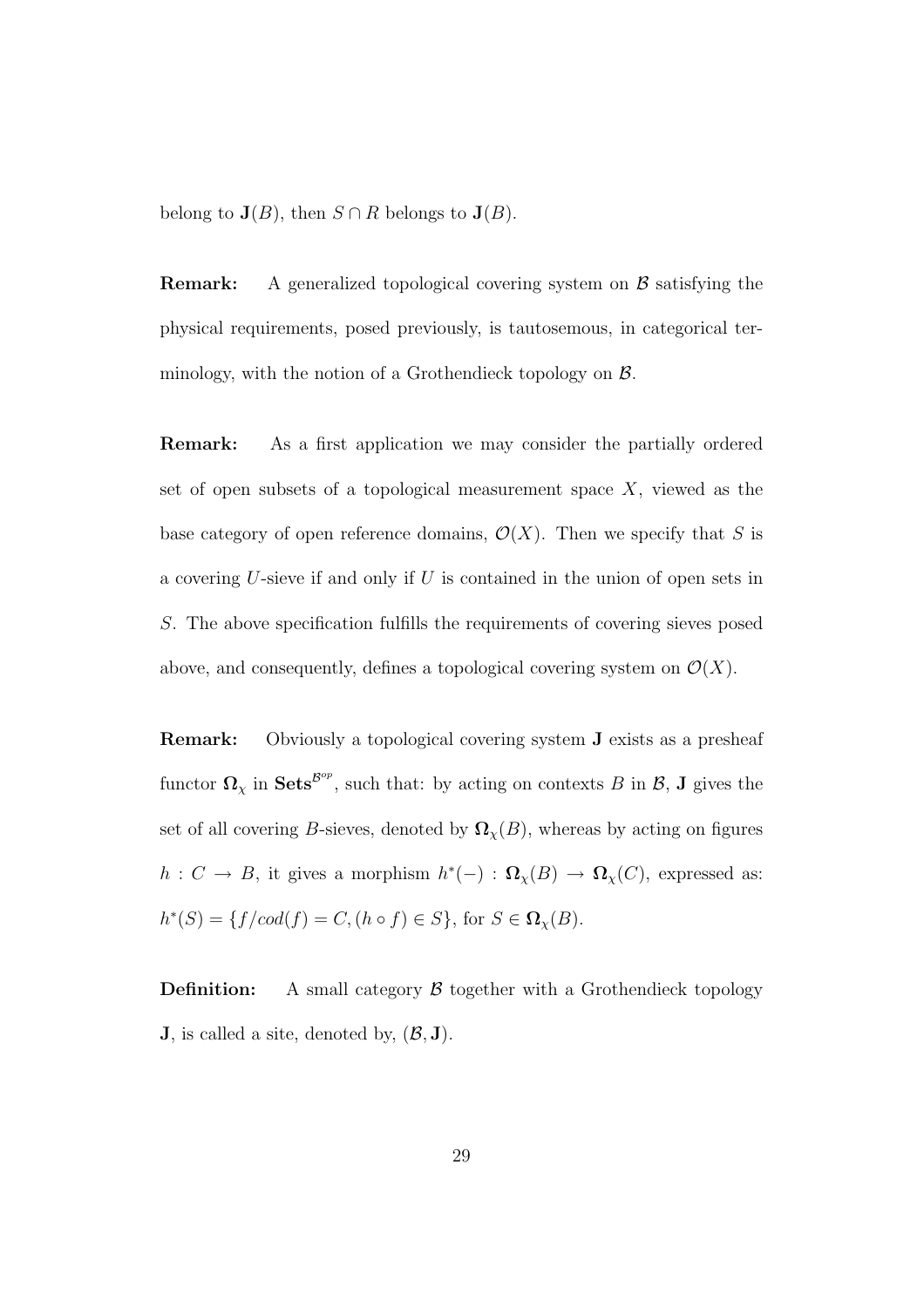belong to $\mathbf{J}(B)$, then $S \cap R$ belongs to $\mathbf{J}(B)$.

**Remark:** A generalized topological covering system on $\mathcal{B}$ satisfying the physical requirements, posed previously, is tautosemous, in categorical terminology, with the notion of a Grothendieck topology on $\mathcal{B}$.

**Remark:** As a first application we may consider the partially ordered set of open subsets of a topological measurement space $X$, viewed as the base category of open reference domains, $\mathcal{O}(X)$. Then we specify that $S$ is a covering $U$-sieve if and only if $U$ is contained in the union of open sets in $S$. The above specification fulfills the requirements of covering sieves posed above, and consequently, defines a topological covering system on $\mathcal{O}(X)$.

**Remark:** Obviously a topological covering system $\mathbf{J}$ exists as a presheaf functor $\mathbf{\Omega}_\chi$ in $\mathbf{Sets}^{\mathcal{B}^{op}}$, such that: by acting on contexts $B$ in $\mathcal{B}$, $\mathbf{J}$ gives the set of all covering $B$-sieves, denoted by $\mathbf{\Omega}_\chi(B)$, whereas by acting on figures $h : C \to B$, it gives a morphism $h^*(-) : \mathbf{\Omega}_\chi(B) \to \mathbf{\Omega}_\chi(C)$, expressed as: $h^*(S) = \{f/cod(f) = C, (h \circ f) \in S\}$, for $S \in \mathbf{\Omega}_\chi(B)$.

**Definition:** A small category $\mathcal{B}$ together with a Grothendieck topology $\mathbf{J}$, is called a site, denoted by, $(\mathcal{B}, \mathbf{J})$.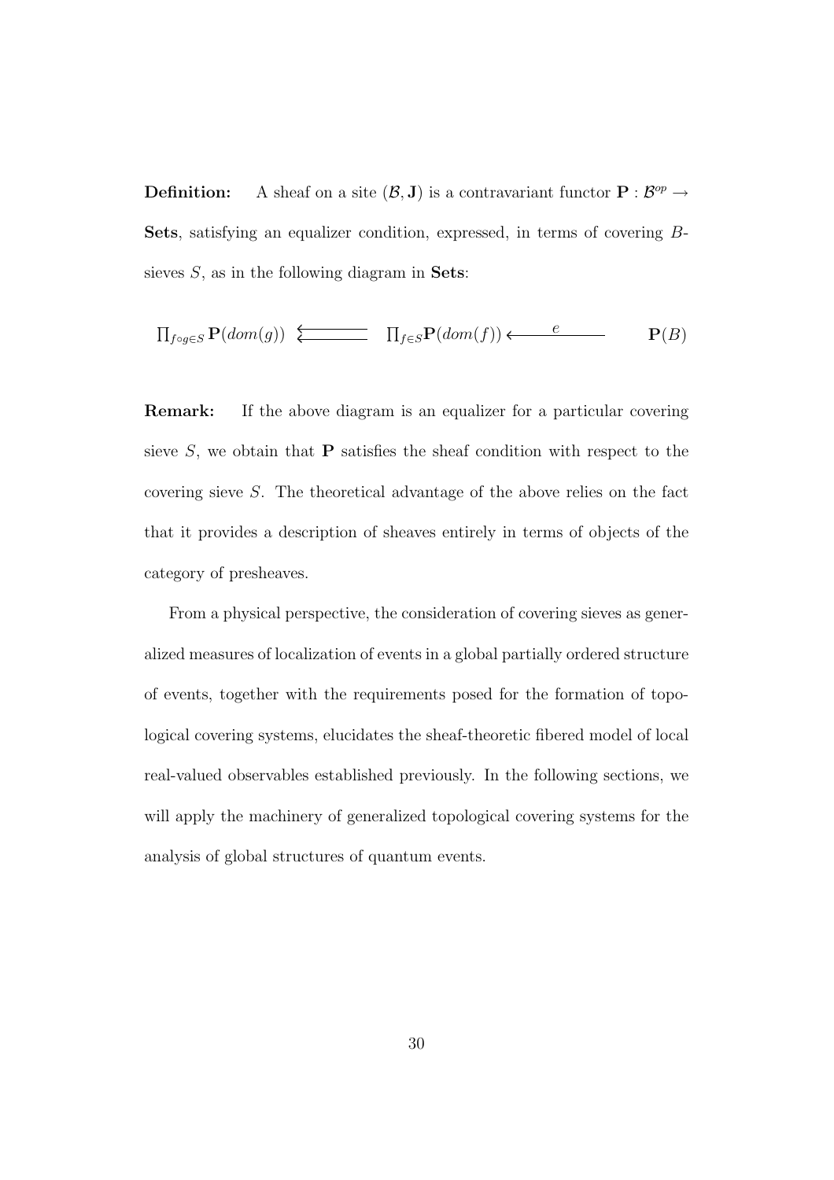**Definition:** A sheaf on a site $(\mathcal{B}, \mathbf{J})$ is a contravariant functor $\mathbf{P} : \mathcal{B}^{op} \rightarrow$ **Sets**, satisfying an equalizer condition, expressed, in terms of covering $B$-sieves $S$, as in the following diagram in **Sets**:

$$\prod_{f \circ g \in S} \mathbf{P}(dom(g)) \;\leftleftarrows\; \prod_{f \in S} \mathbf{P}(dom(f)) \xleftarrow{\quad e \quad} \mathbf{P}(B)$$

**Remark:** If the above diagram is an equalizer for a particular covering sieve $S$, we obtain that $\mathbf{P}$ satisfies the sheaf condition with respect to the covering sieve $S$. The theoretical advantage of the above relies on the fact that it provides a description of sheaves entirely in terms of objects of the category of presheaves.

From a physical perspective, the consideration of covering sieves as generalized measures of localization of events in a global partially ordered structure of events, together with the requirements posed for the formation of topological covering systems, elucidates the sheaf-theoretic fibered model of local real-valued observables established previously. In the following sections, we will apply the machinery of generalized topological covering systems for the analysis of global structures of quantum events.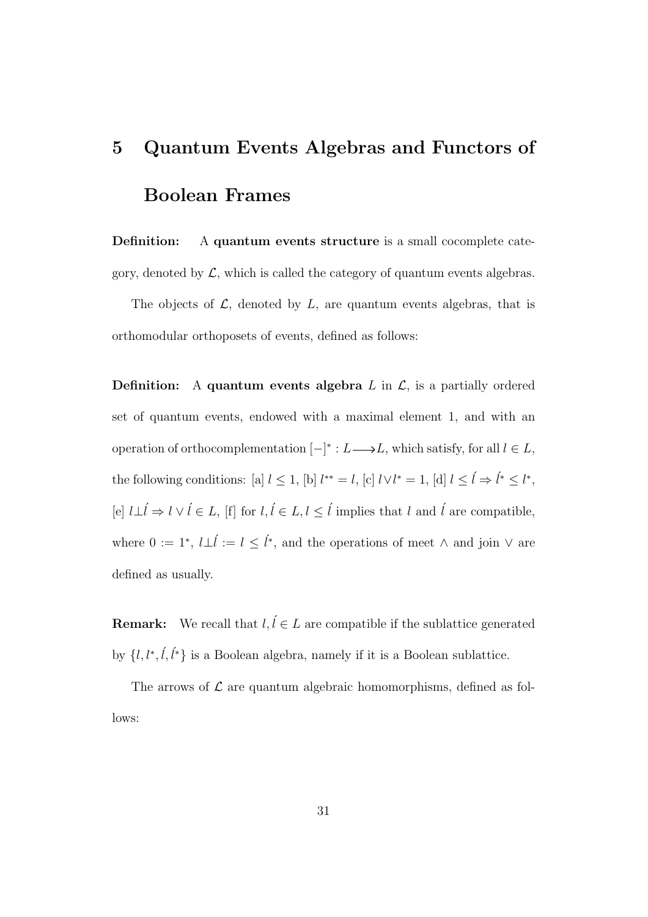# 5 Quantum Events Algebras and Functors of Boolean Frames

**Definition:** A **quantum events structure** is a small cocomplete category, denoted by $\mathcal{L}$, which is called the category of quantum events algebras.

The objects of $\mathcal{L}$, denoted by $L$, are quantum events algebras, that is orthomodular orthoposets of events, defined as follows:

**Definition:** A **quantum events algebra** $L$ in $\mathcal{L}$, is a partially ordered set of quantum events, endowed with a maximal element 1, and with an operation of orthocomplementation $[-]^* : L \longrightarrow L$, which satisfy, for all $l \in L$, the following conditions: [a] $l \leq 1$, [b] $l^{**} = l$, [c] $l \vee l^* = 1$, [d] $l \leq \acute{l} \Rightarrow \acute{l}^* \leq l^*$, [e] $l \bot \acute{l} \Rightarrow l \vee \acute{l} \in L$, [f] for $l, \acute{l} \in L, l \leq \acute{l}$ implies that $l$ and $\acute{l}$ are compatible, where $0 := 1^*$, $l \bot \acute{l} := l \leq \acute{l}^*$, and the operations of meet $\wedge$ and join $\vee$ are defined as usually.

**Remark:** We recall that $l, \acute{l} \in L$ are compatible if the sublattice generated by $\{l, l^*, \acute{l}, \acute{l}^*\}$ is a Boolean algebra, namely if it is a Boolean sublattice.

The arrows of $\mathcal{L}$ are quantum algebraic homomorphisms, defined as follows: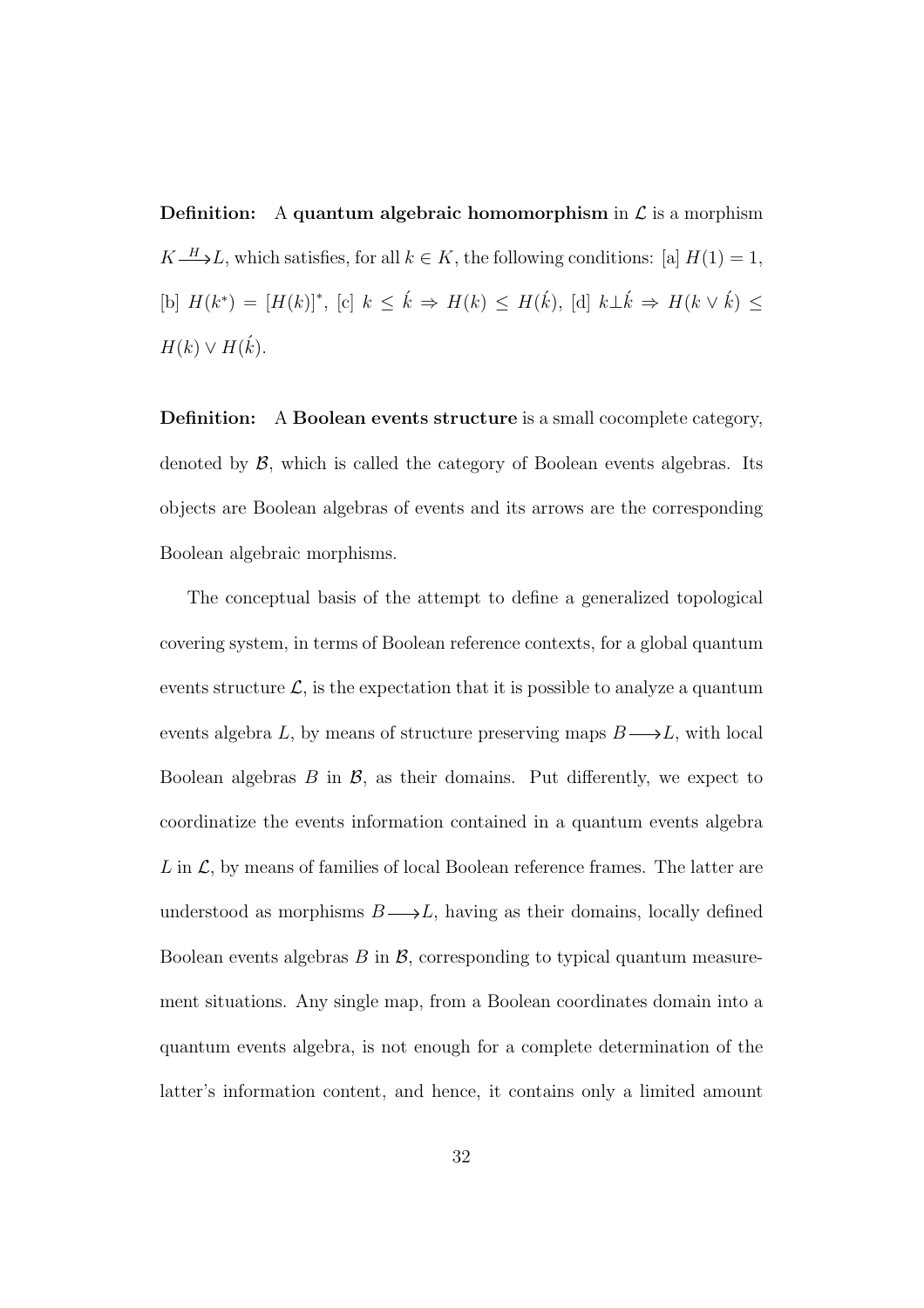**Definition:** A **quantum algebraic homomorphism** in $\mathcal{L}$ is a morphism $K \xrightarrow{H} L$, which satisfies, for all $k \in K$, the following conditions: [a] $H(1) = 1$, [b] $H(k^*) = [H(k)]^*$, [c] $k \leq \acute{k} \Rightarrow H(k) \leq H(\acute{k})$, [d] $k \perp \acute{k} \Rightarrow H(k \vee \acute{k}) \leq H(k) \vee H(\acute{k})$.

**Definition:** A **Boolean events structure** is a small cocomplete category, denoted by $\mathcal{B}$, which is called the category of Boolean events algebras. Its objects are Boolean algebras of events and its arrows are the corresponding Boolean algebraic morphisms.

The conceptual basis of the attempt to define a generalized topological covering system, in terms of Boolean reference contexts, for a global quantum events structure $\mathcal{L}$, is the expectation that it is possible to analyze a quantum events algebra $L$, by means of structure preserving maps $B \longrightarrow L$, with local Boolean algebras $B$ in $\mathcal{B}$, as their domains. Put differently, we expect to coordinatize the events information contained in a quantum events algebra $L$ in $\mathcal{L}$, by means of families of local Boolean reference frames. The latter are understood as morphisms $B \longrightarrow L$, having as their domains, locally defined Boolean events algebras $B$ in $\mathcal{B}$, corresponding to typical quantum measurement situations. Any single map, from a Boolean coordinates domain into a quantum events algebra, is not enough for a complete determination of the latter's information content, and hence, it contains only a limited amount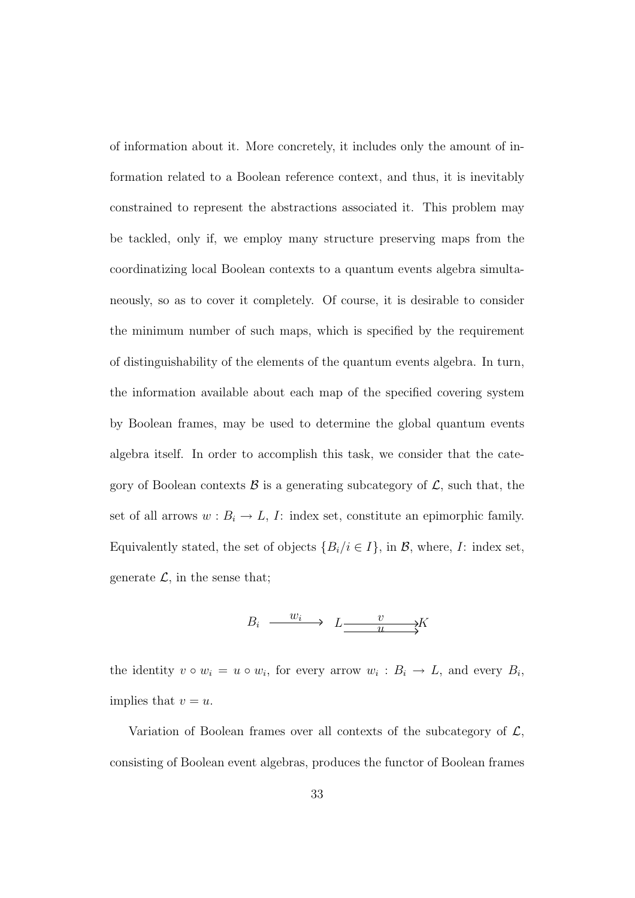of information about it. More concretely, it includes only the amount of information related to a Boolean reference context, and thus, it is inevitably constrained to represent the abstractions associated it. This problem may be tackled, only if, we employ many structure preserving maps from the coordinatizing local Boolean contexts to a quantum events algebra simultaneously, so as to cover it completely. Of course, it is desirable to consider the minimum number of such maps, which is specified by the requirement of distinguishability of the elements of the quantum events algebra. In turn, the information available about each map of the specified covering system by Boolean frames, may be used to determine the global quantum events algebra itself. In order to accomplish this task, we consider that the category of Boolean contexts $\mathcal{B}$ is a generating subcategory of $\mathcal{L}$, such that, the set of all arrows $w : B_i \to L$, $I$: index set, constitute an epimorphic family. Equivalently stated, the set of objects $\{B_i / i \in I\}$, in $\mathcal{B}$, where, $I$: index set, generate $\mathcal{L}$, in the sense that;

$$B_i \xrightarrow{\quad w_i \quad} L \overset{v}{\underset{u}{\rightrightarrows}} K$$

the identity $v \circ w_i = u \circ w_i$, for every arrow $w_i : B_i \to L$, and every $B_i$, implies that $v = u$.

Variation of Boolean frames over all contexts of the subcategory of $\mathcal{L}$, consisting of Boolean event algebras, produces the functor of Boolean frames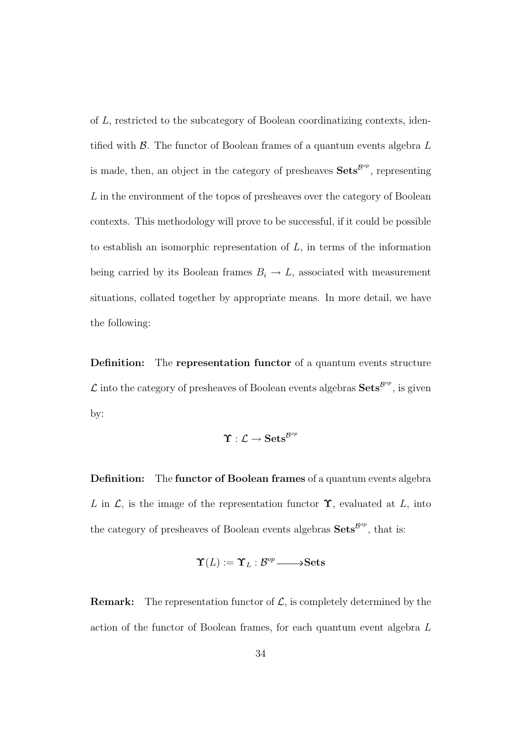of $L$, restricted to the subcategory of Boolean coordinatizing contexts, identified with $\mathcal{B}$. The functor of Boolean frames of a quantum events algebra $L$ is made, then, an object in the category of presheaves $\mathbf{Sets}^{\mathcal{B}^{op}}$, representing $L$ in the environment of the topos of presheaves over the category of Boolean contexts. This methodology will prove to be successful, if it could be possible to establish an isomorphic representation of $L$, in terms of the information being carried by its Boolean frames $B_i \to L$, associated with measurement situations, collated together by appropriate means. In more detail, we have the following:

**Definition:** The **representation functor** of a quantum events structure $\mathcal{L}$ into the category of presheaves of Boolean events algebras $\mathbf{Sets}^{\mathcal{B}^{op}}$, is given by:

$$\mathbf{\Upsilon} : \mathcal{L} \to \mathbf{Sets}^{\mathcal{B}^{op}}$$

**Definition:** The **functor of Boolean frames** of a quantum events algebra $L$ in $\mathcal{L}$, is the image of the representation functor $\mathbf{\Upsilon}$, evaluated at $L$, into the category of presheaves of Boolean events algebras $\mathbf{Sets}^{\mathcal{B}^{op}}$, that is:

$$\mathbf{\Upsilon}(L) := \mathbf{\Upsilon}_L : \mathcal{B}^{op} \longrightarrow \mathbf{Sets}$$

**Remark:** The representation functor of $\mathcal{L}$, is completely determined by the action of the functor of Boolean frames, for each quantum event algebra $L$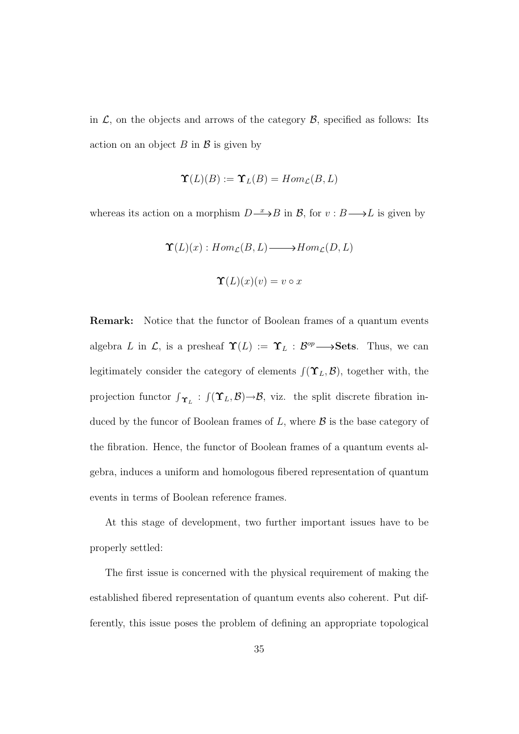in $\mathcal{L}$, on the objects and arrows of the category $\mathcal{B}$, specified as follows: Its action on an object $B$ in $\mathcal{B}$ is given by

$$\mathbf{\Upsilon}(L)(B) := \mathbf{\Upsilon}_L(B) = Hom_{\mathcal{L}}(B, L)$$

whereas its action on a morphism $D \xrightarrow{x} B$ in $\mathcal{B}$, for $v : B \longrightarrow L$ is given by

$$\mathbf{\Upsilon}(L)(x) : Hom_{\mathcal{L}}(B, L) \longrightarrow Hom_{\mathcal{L}}(D, L)$$

$$\mathbf{\Upsilon}(L)(x)(v) = v \circ x$$

**Remark:** Notice that the functor of Boolean frames of a quantum events algebra $L$ in $\mathcal{L}$, is a presheaf $\mathbf{\Upsilon}(L) := \mathbf{\Upsilon}_L : \mathcal{B}^{op} \longrightarrow \mathbf{Sets}$. Thus, we can legitimately consider the category of elements $\int(\mathbf{\Upsilon}_L, \mathcal{B})$, together with, the projection functor $\int_{\mathbf{\Upsilon}_L} : \int(\mathbf{\Upsilon}_L, \mathcal{B}) \rightarrow \mathcal{B}$, viz. the split discrete fibration induced by the funcor of Boolean frames of $L$, where $\mathcal{B}$ is the base category of the fibration. Hence, the functor of Boolean frames of a quantum events algebra, induces a uniform and homologous fibered representation of quantum events in terms of Boolean reference frames.

At this stage of development, two further important issues have to be properly settled:

The first issue is concerned with the physical requirement of making the established fibered representation of quantum events also coherent. Put differently, this issue poses the problem of defining an appropriate topological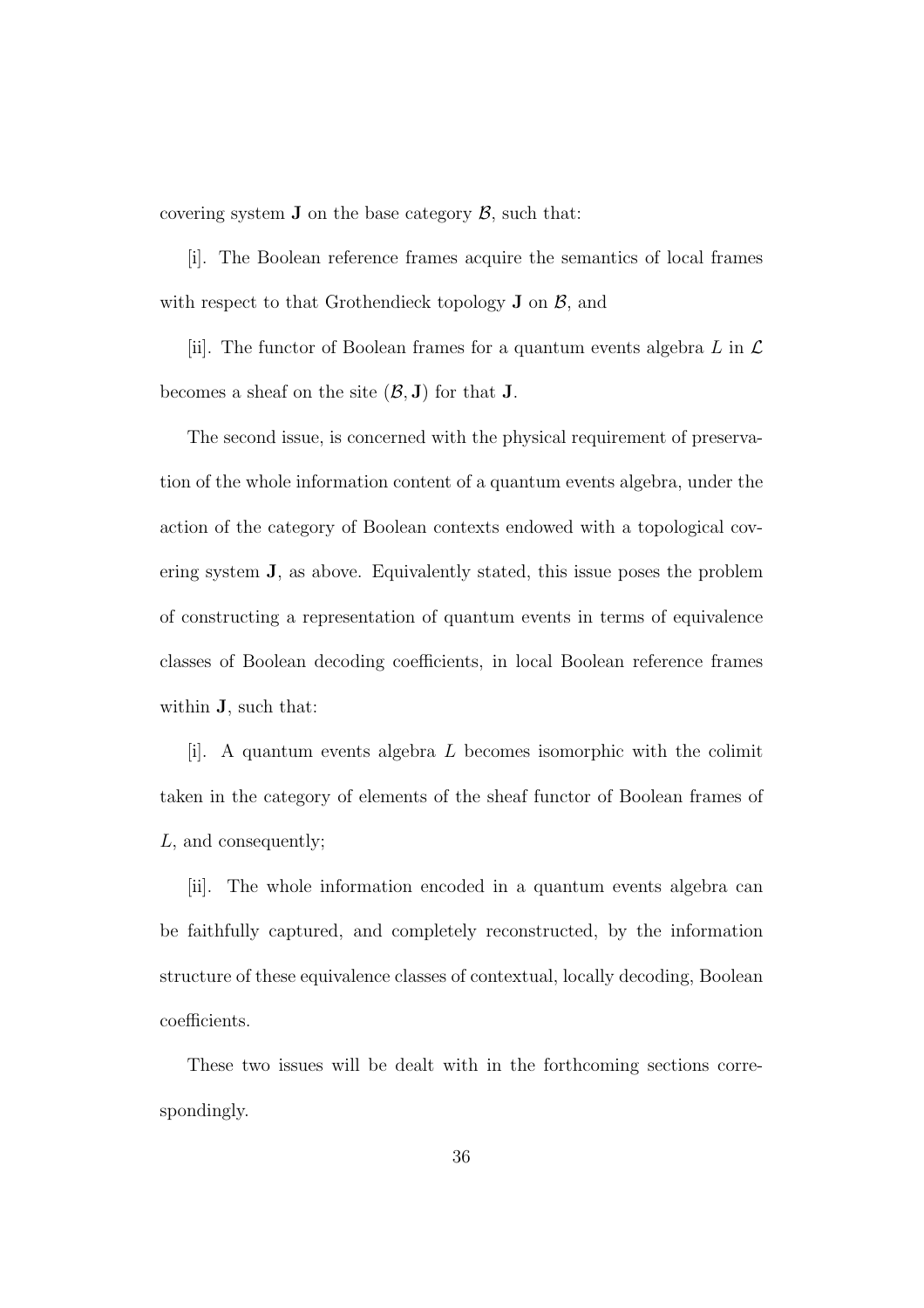covering system $\mathbf{J}$ on the base category $\mathcal{B}$, such that:

[i]. The Boolean reference frames acquire the semantics of local frames with respect to that Grothendieck topology $\mathbf{J}$ on $\mathcal{B}$, and

[ii]. The functor of Boolean frames for a quantum events algebra $L$ in $\mathcal{L}$ becomes a sheaf on the site $(\mathcal{B}, \mathbf{J})$ for that $\mathbf{J}$.

The second issue, is concerned with the physical requirement of preservation of the whole information content of a quantum events algebra, under the action of the category of Boolean contexts endowed with a topological covering system $\mathbf{J}$, as above. Equivalently stated, this issue poses the problem of constructing a representation of quantum events in terms of equivalence classes of Boolean decoding coefficients, in local Boolean reference frames within $\mathbf{J}$, such that:

[i]. A quantum events algebra $L$ becomes isomorphic with the colimit taken in the category of elements of the sheaf functor of Boolean frames of $L$, and consequently;

[ii]. The whole information encoded in a quantum events algebra can be faithfully captured, and completely reconstructed, by the information structure of these equivalence classes of contextual, locally decoding, Boolean coefficients.

These two issues will be dealt with in the forthcoming sections correspondingly.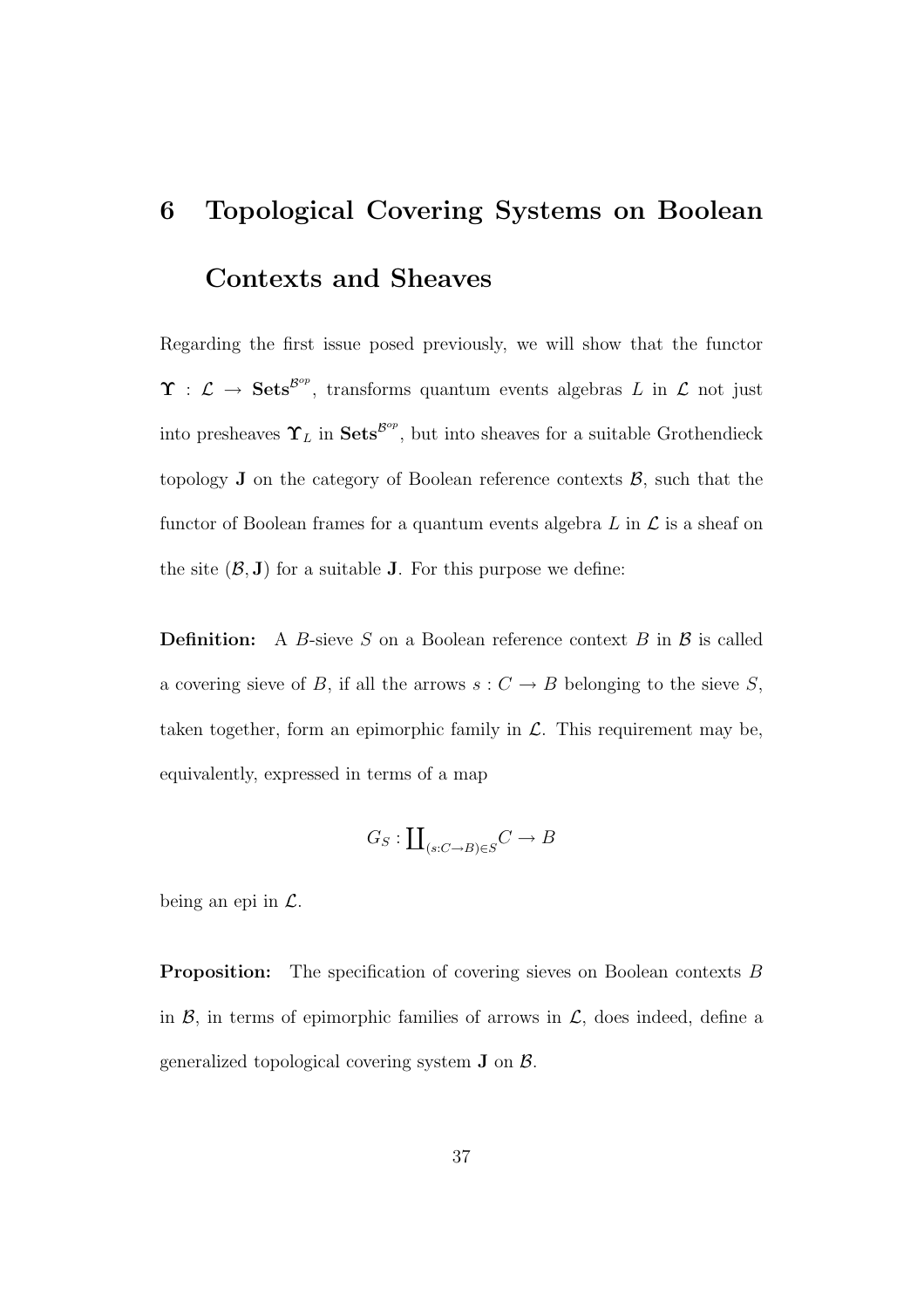# 6 Topological Covering Systems on Boolean Contexts and Sheaves

Regarding the first issue posed previously, we will show that the functor $\mathbf{\Upsilon} : \mathcal{L} \to \mathbf{Sets}^{\mathcal{B}^{op}}$, transforms quantum events algebras $L$ in $\mathcal{L}$ not just into presheaves $\mathbf{\Upsilon}_L$ in $\mathbf{Sets}^{\mathcal{B}^{op}}$, but into sheaves for a suitable Grothendieck topology $\mathbf{J}$ on the category of Boolean reference contexts $\mathcal{B}$, such that the functor of Boolean frames for a quantum events algebra $L$ in $\mathcal{L}$ is a sheaf on the site $(\mathcal{B}, \mathbf{J})$ for a suitable $\mathbf{J}$. For this purpose we define:

**Definition:** A $B$-sieve $S$ on a Boolean reference context $B$ in $\mathcal{B}$ is called a covering sieve of $B$, if all the arrows $s : C \to B$ belonging to the sieve $S$, taken together, form an epimorphic family in $\mathcal{L}$. This requirement may be, equivalently, expressed in terms of a map

$$G_S : \coprod_{(s:C \to B) \in S} C \to B$$

being an epi in $\mathcal{L}$.

**Proposition:** The specification of covering sieves on Boolean contexts $B$ in $\mathcal{B}$, in terms of epimorphic families of arrows in $\mathcal{L}$, does indeed, define a generalized topological covering system $\mathbf{J}$ on $\mathcal{B}$.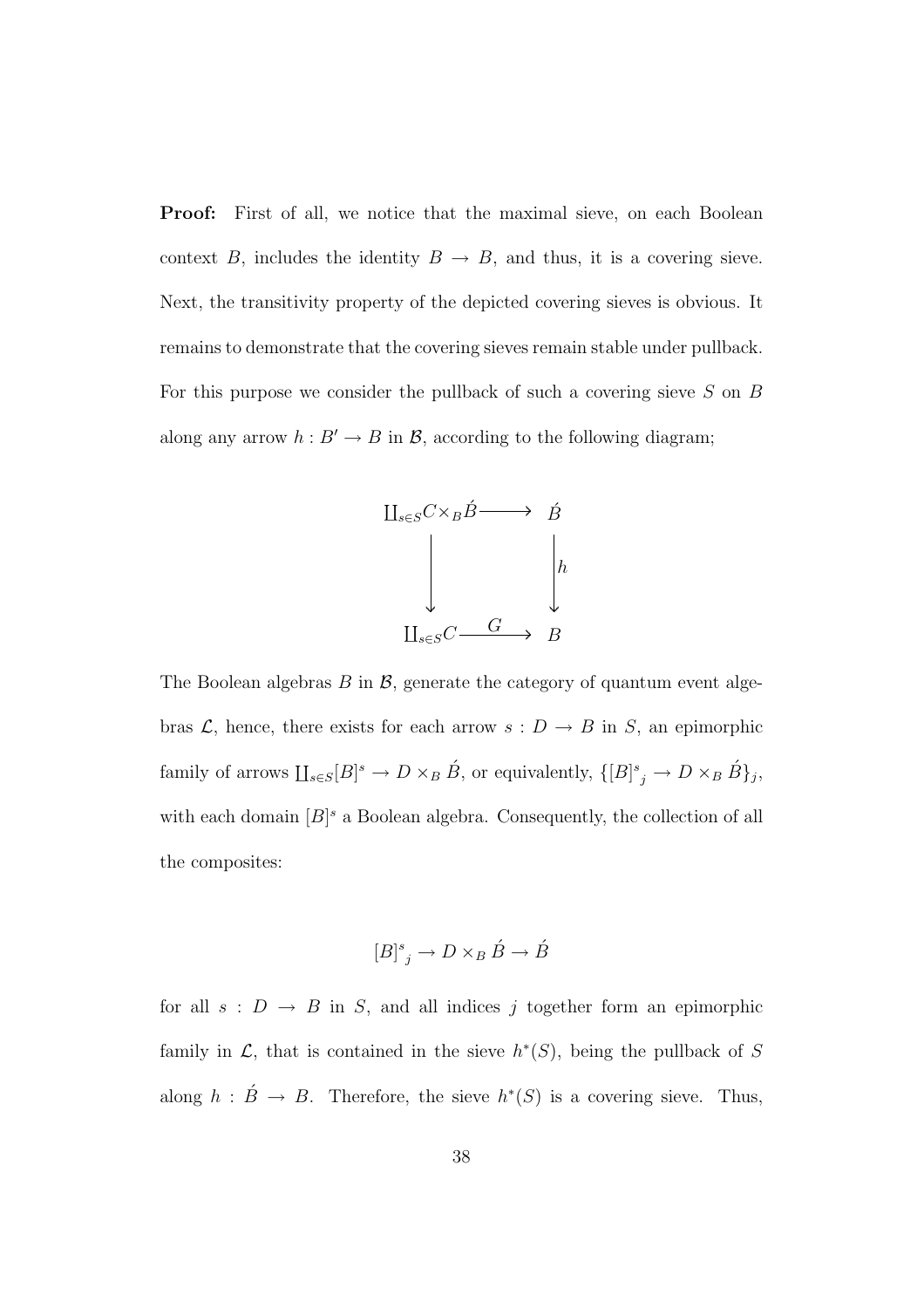**Proof:** First of all, we notice that the maximal sieve, on each Boolean context $B$, includes the identity $B \to B$, and thus, it is a covering sieve. Next, the transitivity property of the depicted covering sieves is obvious. It remains to demonstrate that the covering sieves remain stable under pullback. For this purpose we consider the pullback of such a covering sieve $S$ on $B$ along any arrow $h : B' \to B$ in $\mathcal{B}$, according to the following diagram;

$$\begin{array}{ccc}
\coprod_{s \in S} C \times_B \acute{B} & \longrightarrow & \acute{B} \\
\downarrow & & \downarrow h \\
\coprod_{s \in S} C & \xrightarrow{\quad G \quad} & B
\end{array}$$

The Boolean algebras $B$ in $\mathcal{B}$, generate the category of quantum event algebras $\mathcal{L}$, hence, there exists for each arrow $s : D \to B$ in $S$, an epimorphic family of arrows $\coprod_{s \in S} [B]^s \to D \times_B \acute{B}$, or equivalently, $\{[B]^s{}_j \to D \times_B \acute{B}\}_j$, with each domain $[B]^s$ a Boolean algebra. Consequently, the collection of all the composites:

$$[B]^s{}_j \to D \times_B \acute{B} \to \acute{B}$$

for all $s : D \to B$ in $S$, and all indices $j$ together form an epimorphic family in $\mathcal{L}$, that is contained in the sieve $h^*(S)$, being the pullback of $S$ along $h : \acute{B} \to B$. Therefore, the sieve $h^*(S)$ is a covering sieve. Thus,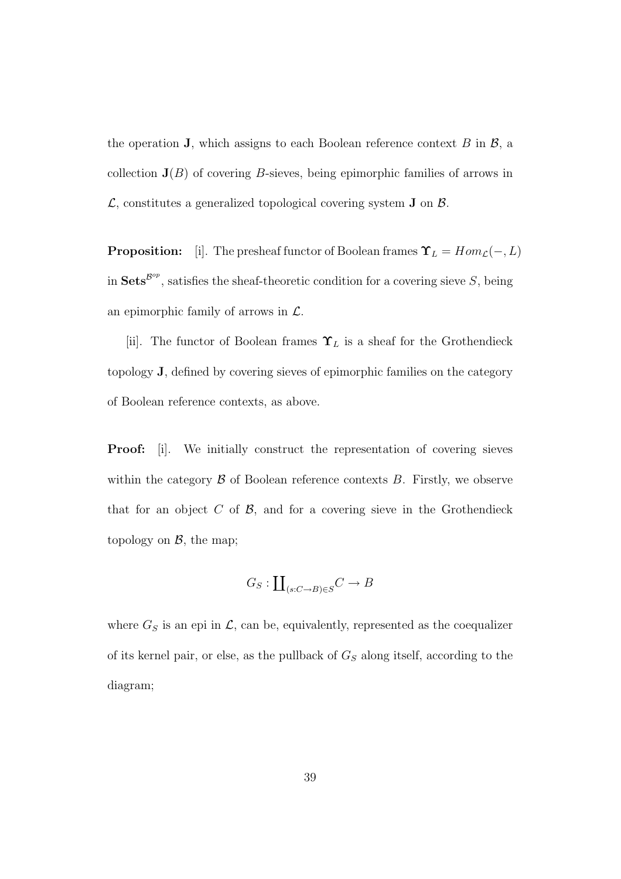the operation $\mathbf{J}$, which assigns to each Boolean reference context $B$ in $\mathcal{B}$, a collection $\mathbf{J}(B)$ of covering $B$-sieves, being epimorphic families of arrows in $\mathcal{L}$, constitutes a generalized topological covering system $\mathbf{J}$ on $\mathcal{B}$.

**Proposition:** [i]. The presheaf functor of Boolean frames $\mathbf{\Upsilon}_L = Hom_{\mathcal{L}}(-, L)$ in $\mathbf{Sets}^{\mathcal{B}^{op}}$, satisfies the sheaf-theoretic condition for a covering sieve $S$, being an epimorphic family of arrows in $\mathcal{L}$.

[ii]. The functor of Boolean frames $\mathbf{\Upsilon}_L$ is a sheaf for the Grothendieck topology $\mathbf{J}$, defined by covering sieves of epimorphic families on the category of Boolean reference contexts, as above.

**Proof:** [i]. We initially construct the representation of covering sieves within the category $\mathcal{B}$ of Boolean reference contexts $B$. Firstly, we observe that for an object $C$ of $\mathcal{B}$, and for a covering sieve in the Grothendieck topology on $\mathcal{B}$, the map;

$$G_S : \coprod_{(s:C \to B) \in S} C \to B$$

where $G_S$ is an epi in $\mathcal{L}$, can be, equivalently, represented as the coequalizer of its kernel pair, or else, as the pullback of $G_S$ along itself, according to the diagram;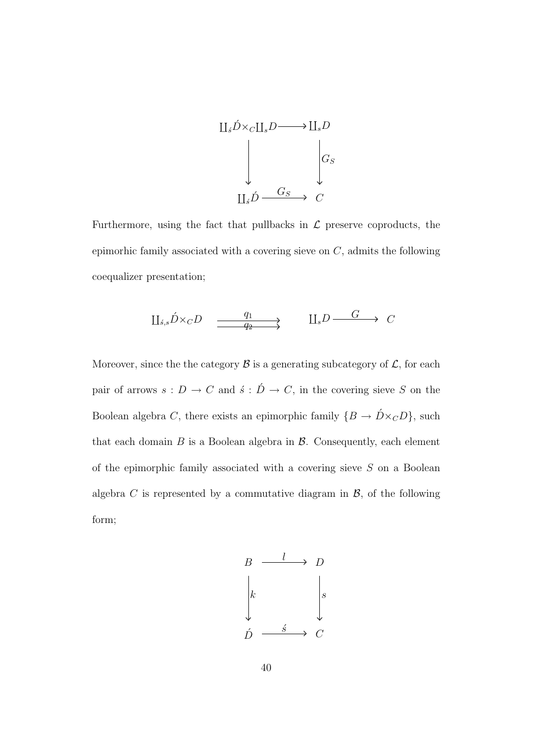$$
\begin{array}{ccc}
\coprod_{\acute{s}} \acute{D} \times_C \coprod_s D & \longrightarrow & \coprod_s D \\
\Big\downarrow & & \Big\downarrow G_S \\
\coprod_{\acute{s}} \acute{D} & \xrightarrow{\ G_S\ } & C
\end{array}
$$

Furthermore, using the fact that pullbacks in $\mathcal{L}$ preserve coproducts, the epimorhic family associated with a covering sieve on $C$, admits the following coequalizer presentation;

$$
\coprod_{\acute{s},s} \acute{D} \times_C D \quad \underset{q_2}{\overset{q_1}{\rightrightarrows}} \quad \coprod_s D \xrightarrow{\ G\ } C
$$

Moreover, since the the category $\mathcal{B}$ is a generating subcategory of $\mathcal{L}$, for each pair of arrows $s : D \to C$ and $\acute{s} : \acute{D} \to C$, in the covering sieve $S$ on the Boolean algebra $C$, there exists an epimorphic family $\{B \to \acute{D} \times_C D\}$, such that each domain $B$ is a Boolean algebra in $\mathcal{B}$. Consequently, each element of the epimorphic family associated with a covering sieve $S$ on a Boolean algebra $C$ is represented by a commutative diagram in $\mathcal{B}$, of the following form;

$$
\begin{array}{ccc}
B & \xrightarrow{\ l\ } & D \\
\Big\downarrow k & & \Big\downarrow s \\
\acute{D} & \xrightarrow{\ \acute{s}\ } & C
\end{array}
$$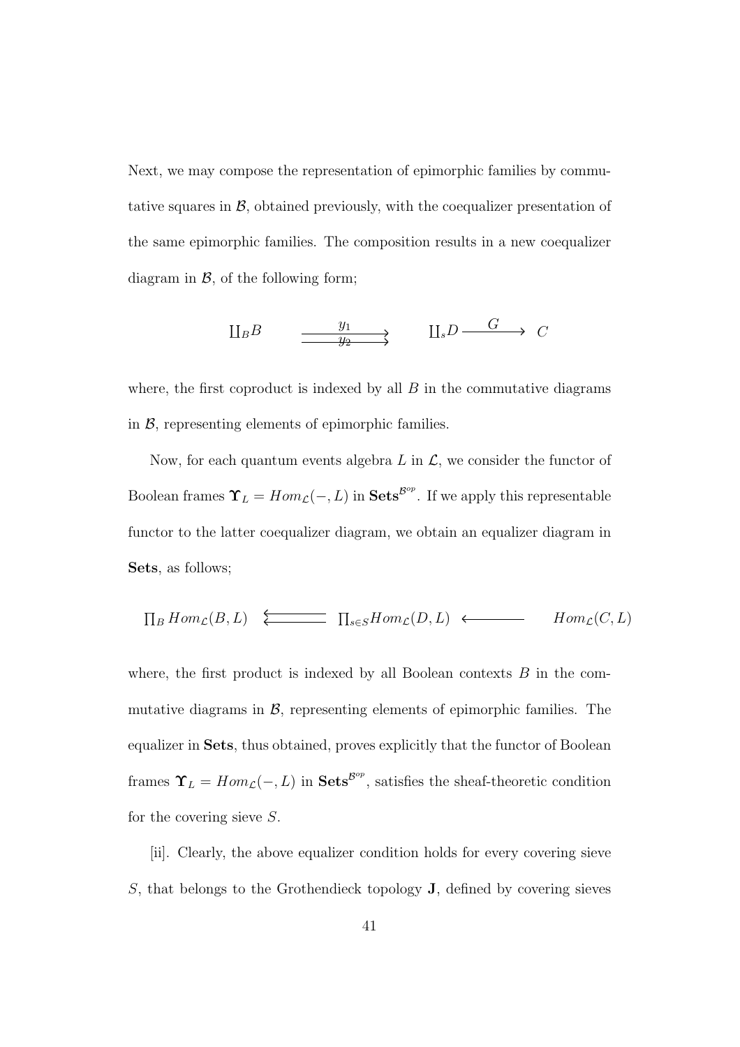Next, we may compose the representation of epimorphic families by commutative squares in $\mathcal{B}$, obtained previously, with the coequalizer presentation of the same epimorphic families. The composition results in a new coequalizer diagram in $\mathcal{B}$, of the following form;

$$\coprod_B B \quad \overset{y_1}{\underset{y_2}{\rightrightarrows}} \quad \coprod_s D \xrightarrow{\;\;G\;\;} C$$

where, the first coproduct is indexed by all $B$ in the commutative diagrams in $\mathcal{B}$, representing elements of epimorphic families.

Now, for each quantum events algebra $L$ in $\mathcal{L}$, we consider the functor of Boolean frames $\mathbf{\Upsilon}_L = Hom_{\mathcal{L}}(-, L)$ in $\mathbf{Sets}^{\mathcal{B}^{op}}$. If we apply this representable functor to the latter coequalizer diagram, we obtain an equalizer diagram in **Sets**, as follows;

$$\prod_B Hom_{\mathcal{L}}(B, L) \quad \leftleftarrows \quad \prod_{s \in S} Hom_{\mathcal{L}}(D, L) \longleftarrow \quad Hom_{\mathcal{L}}(C, L)$$

where, the first product is indexed by all Boolean contexts $B$ in the commutative diagrams in $\mathcal{B}$, representing elements of epimorphic families. The equalizer in **Sets**, thus obtained, proves explicitly that the functor of Boolean frames $\mathbf{\Upsilon}_L = Hom_{\mathcal{L}}(-, L)$ in $\mathbf{Sets}^{\mathcal{B}^{op}}$, satisfies the sheaf-theoretic condition for the covering sieve $S$.

[ii]. Clearly, the above equalizer condition holds for every covering sieve $S$, that belongs to the Grothendieck topology $\mathbf{J}$, defined by covering sieves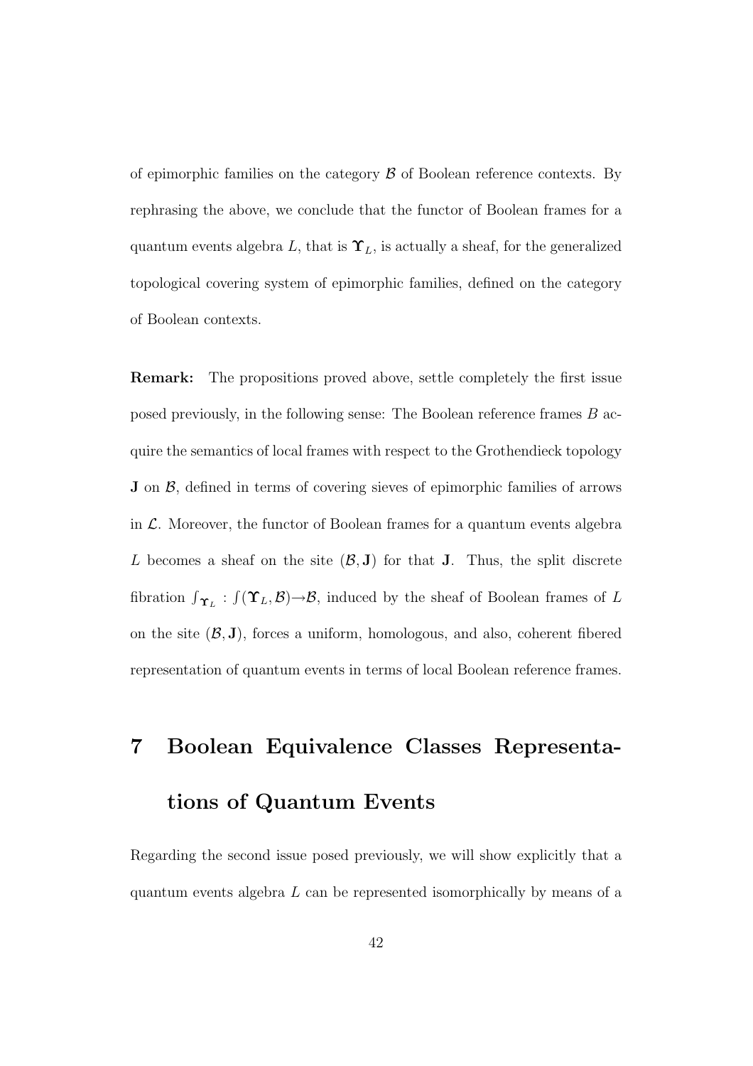of epimorphic families on the category $\mathcal{B}$ of Boolean reference contexts. By rephrasing the above, we conclude that the functor of Boolean frames for a quantum events algebra $L$, that is $\mathbf{\Upsilon}_L$, is actually a sheaf, for the generalized topological covering system of epimorphic families, defined on the category of Boolean contexts.

**Remark:** The propositions proved above, settle completely the first issue posed previously, in the following sense: The Boolean reference frames $B$ acquire the semantics of local frames with respect to the Grothendieck topology $\mathbf{J}$ on $\mathcal{B}$, defined in terms of covering sieves of epimorphic families of arrows in $\mathcal{L}$. Moreover, the functor of Boolean frames for a quantum events algebra $L$ becomes a sheaf on the site $(\mathcal{B}, \mathbf{J})$ for that $\mathbf{J}$. Thus, the split discrete fibration $\int_{\mathbf{\Upsilon}_L} : \int(\mathbf{\Upsilon}_L, \mathcal{B}) \rightarrow \mathcal{B}$, induced by the sheaf of Boolean frames of $L$ on the site $(\mathcal{B}, \mathbf{J})$, forces a uniform, homologous, and also, coherent fibered representation of quantum events in terms of local Boolean reference frames.

# 7 Boolean Equivalence Classes Representations of Quantum Events

Regarding the second issue posed previously, we will show explicitly that a quantum events algebra $L$ can be represented isomorphically by means of a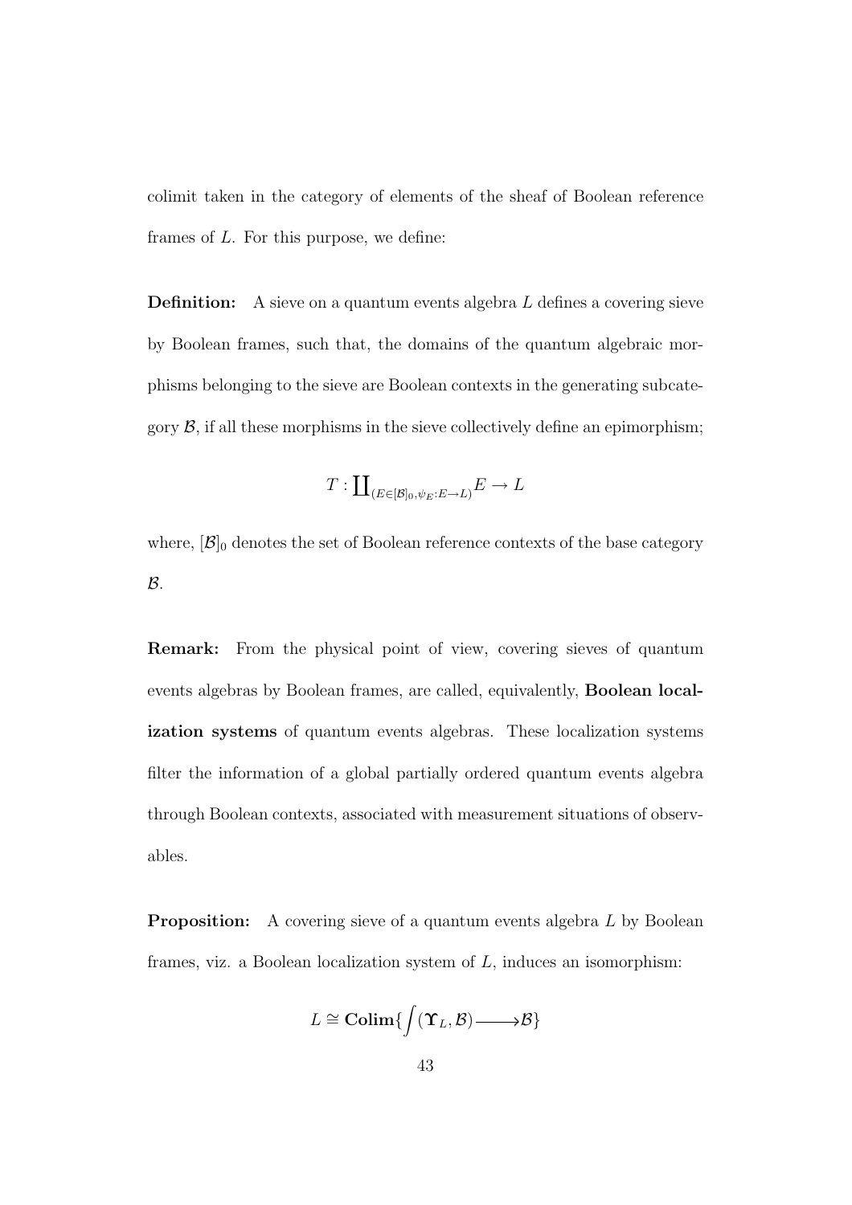colimit taken in the category of elements of the sheaf of Boolean reference frames of $L$. For this purpose, we define:

**Definition:** A sieve on a quantum events algebra $L$ defines a covering sieve by Boolean frames, such that, the domains of the quantum algebraic morphisms belonging to the sieve are Boolean contexts in the generating subcategory $\mathcal{B}$, if all these morphisms in the sieve collectively define an epimorphism;

$$T : \coprod_{(E \in [\mathcal{B}]_0, \psi_E : E \to L)} E \to L$$

where, $[\mathcal{B}]_0$ denotes the set of Boolean reference contexts of the base category $\mathcal{B}$.

**Remark:** From the physical point of view, covering sieves of quantum events algebras by Boolean frames, are called, equivalently, **Boolean localization systems** of quantum events algebras. These localization systems filter the information of a global partially ordered quantum events algebra through Boolean contexts, associated with measurement situations of observables.

**Proposition:** A covering sieve of a quantum events algebra $L$ by Boolean frames, viz. a Boolean localization system of $L$, induces an isomorphism:

$$L \cong \mathbf{Colim}\{\int(\Upsilon_L, \mathcal{B}) \longrightarrow \mathcal{B}\}$$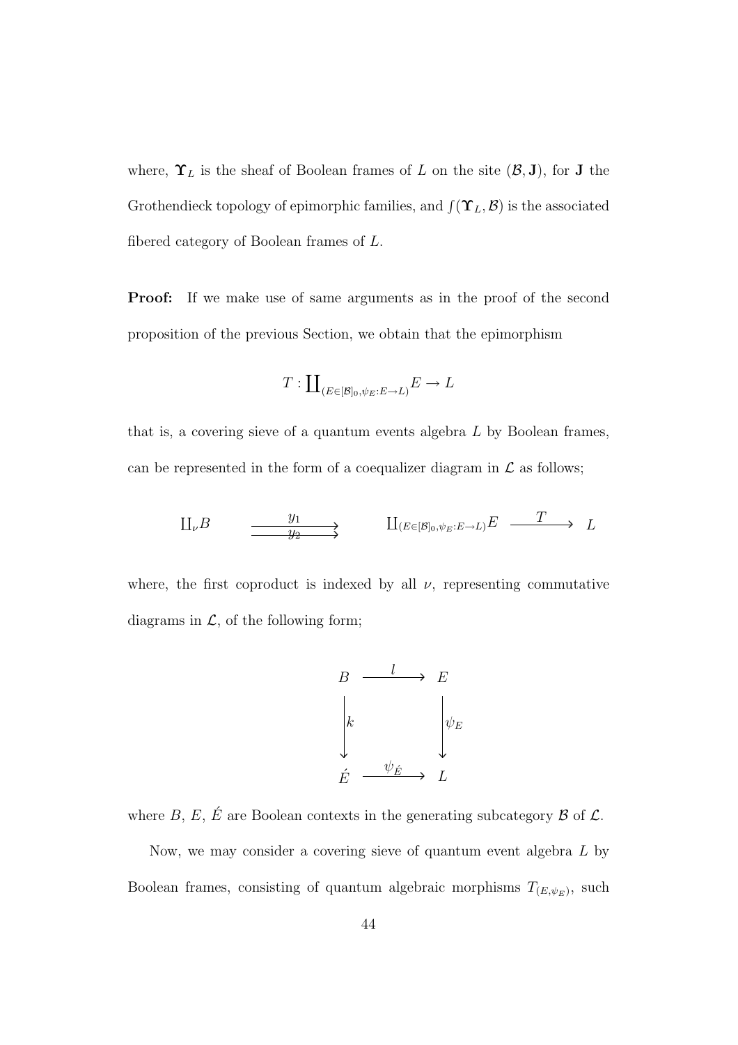where, $\mathbf{\Upsilon}_L$ is the sheaf of Boolean frames of $L$ on the site $(\mathcal{B}, \mathbf{J})$, for $\mathbf{J}$ the Grothendieck topology of epimorphic families, and $\int(\mathbf{\Upsilon}_L, \mathcal{B})$ is the associated fibered category of Boolean frames of $L$.

**Proof:** If we make use of same arguments as in the proof of the second proposition of the previous Section, we obtain that the epimorphism

$$T : \coprod_{(E \in [\mathcal{B}]_0, \psi_E : E \to L)} E \to L$$

that is, a covering sieve of a quantum events algebra $L$ by Boolean frames, can be represented in the form of a coequalizer diagram in $\mathcal{L}$ as follows;

$$\coprod_\nu B \quad \overset{y_1}{\underset{y_2}{\rightrightarrows}} \quad \coprod_{(E \in [\mathcal{B}]_0, \psi_E : E \to L)} E \xrightarrow{\ T\ } L$$

where, the first coproduct is indexed by all $\nu$, representing commutative diagrams in $\mathcal{L}$, of the following form;

$$\begin{array}{ccc} B & \xrightarrow{\ l\ } & E \\ \Big\downarrow k & & \Big\downarrow \psi_E \\ \acute{E} & \xrightarrow{\ \psi_{\acute{E}}\ } & L \end{array}$$

where $B$, $E$, $\acute{E}$ are Boolean contexts in the generating subcategory $\mathcal{B}$ of $\mathcal{L}$.

Now, we may consider a covering sieve of quantum event algebra $L$ by Boolean frames, consisting of quantum algebraic morphisms $T_{(E, \psi_E)}$, such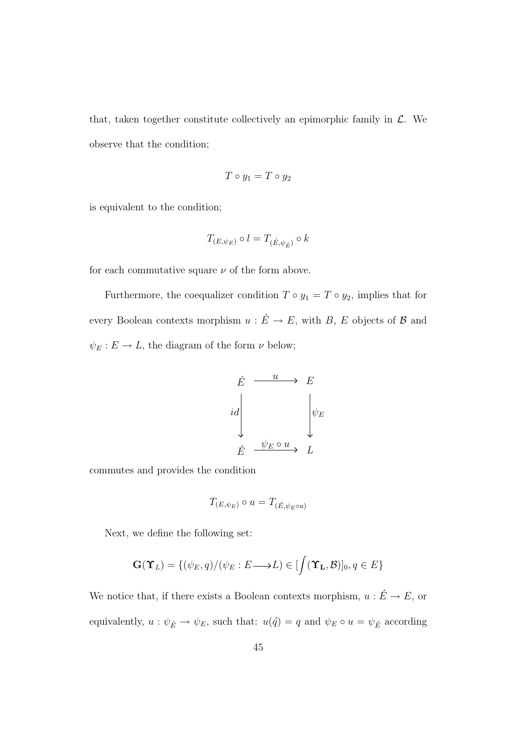that, taken together constitute collectively an epimorphic family in $\mathcal{L}$. We observe that the condition;

$$T \circ y_1 = T \circ y_2$$

is equivalent to the condition;

$$T_{(E,\psi_E)} \circ l = T_{(\acute{E},\psi_{\acute{E}})} \circ k$$

for each commutative square $\nu$ of the form above.

Furthermore, the coequalizer condition $T \circ y_1 = T \circ y_2$, implies that for every Boolean contexts morphism $u : \acute{E} \rightarrow E$, with $B$, $E$ objects of $\mathcal{B}$ and $\psi_E : E \rightarrow L$, the diagram of the form $\nu$ below;

$$\begin{array}{ccc} \acute{E} & \xrightarrow{\quad u \quad} & E \\ {\scriptstyle id}\downarrow & & \downarrow{\scriptstyle \psi_E} \\ \acute{E} & \xrightarrow{\psi_E \circ u} & L \end{array}$$

commutes and provides the condition

$$T_{(E,\psi_E)} \circ u = T_{(\acute{E},\psi_E \circ u)}$$

Next, we define the following set:

$$\mathbf{G}(\boldsymbol{\Upsilon}_L) = \{(\psi_E, q)/(\psi_E : E \longrightarrow L) \in [\int(\boldsymbol{\Upsilon}_\mathbf{L}, \mathcal{B})]_0, q \in E\}$$

We notice that, if there exists a Boolean contexts morphism, $u : \acute{E} \rightarrow E$, or equivalently, $u : \psi_{\acute{E}} \rightarrow \psi_E$, such that: $u(\acute{q}) = q$ and $\psi_E \circ u = \psi_{\acute{E}}$ according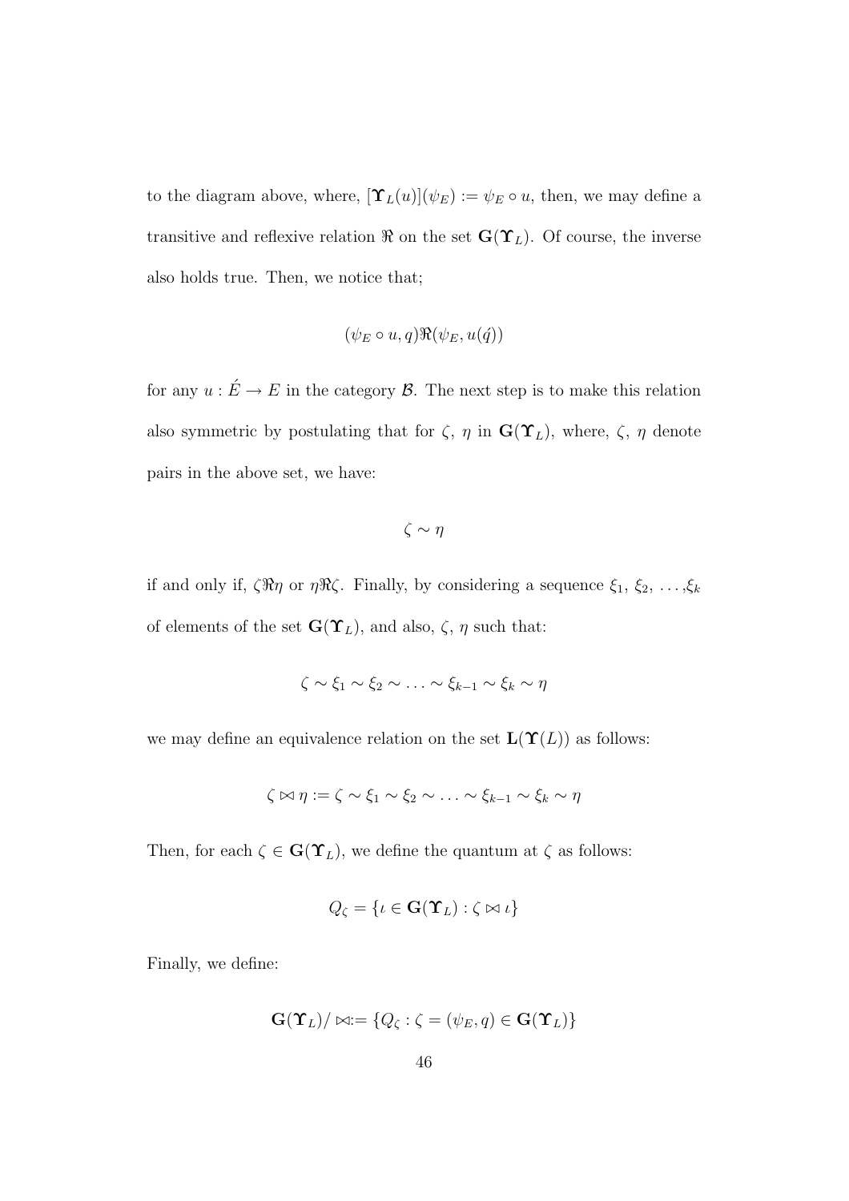to the diagram above, where, $[\mathbf{\Upsilon}_L(u)](\psi_E) := \psi_E \circ u$, then, we may define a transitive and reflexive relation $\Re$ on the set $\mathbf{G}(\mathbf{\Upsilon}_L)$. Of course, the inverse also holds true. Then, we notice that;

$$(\psi_E \circ u, q)\Re(\psi_E, u(\acute{q}))$$

for any $u : \acute{E} \to E$ in the category $\mathcal{B}$. The next step is to make this relation also symmetric by postulating that for $\zeta$, $\eta$ in $\mathbf{G}(\mathbf{\Upsilon}_L)$, where, $\zeta$, $\eta$ denote pairs in the above set, we have:

$$\zeta \sim \eta$$

if and only if, $\zeta\Re\eta$ or $\eta\Re\zeta$. Finally, by considering a sequence $\xi_1$, $\xi_2$, $\ldots$,$\xi_k$ of elements of the set $\mathbf{G}(\mathbf{\Upsilon}_L)$, and also, $\zeta$, $\eta$ such that:

$$\zeta \sim \xi_1 \sim \xi_2 \sim \ldots \sim \xi_{k-1} \sim \xi_k \sim \eta$$

we may define an equivalence relation on the set $\mathbf{L}(\mathbf{\Upsilon}(L))$ as follows:

$$\zeta \bowtie \eta := \zeta \sim \xi_1 \sim \xi_2 \sim \ldots \sim \xi_{k-1} \sim \xi_k \sim \eta$$

Then, for each $\zeta \in \mathbf{G}(\mathbf{\Upsilon}_L)$, we define the quantum at $\zeta$ as follows:

$$Q_\zeta = \{\iota \in \mathbf{G}(\mathbf{\Upsilon}_L) : \zeta \bowtie \iota\}$$

Finally, we define:

$$\mathbf{G}(\mathbf{\Upsilon}_L)/\bowtie := \{Q_\zeta : \zeta = (\psi_E, q) \in \mathbf{G}(\mathbf{\Upsilon}_L)\}$$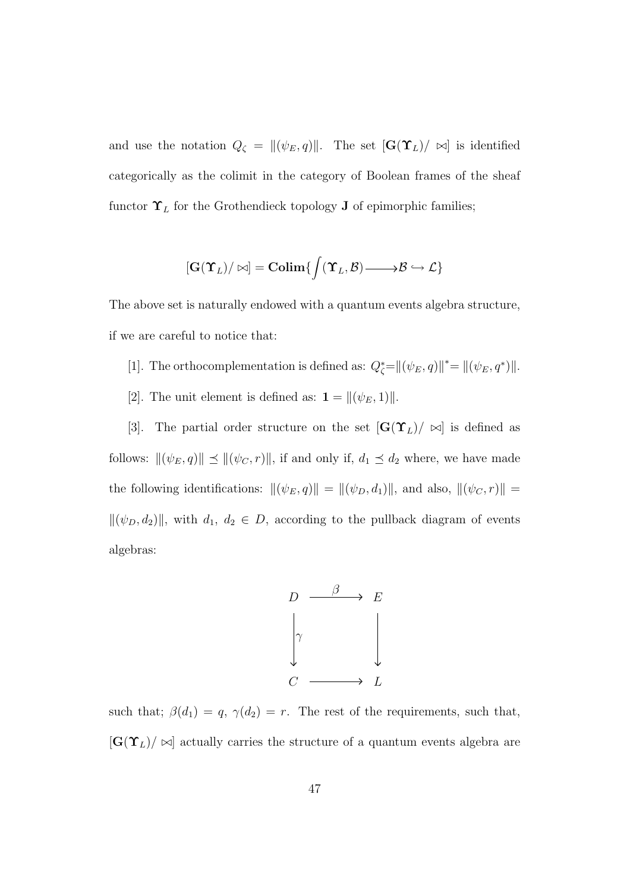and use the notation $Q_\zeta = \|(\psi_E, q)\|$. The set $[\mathbf{G}(\boldsymbol{\Upsilon}_L)/\bowtie]$ is identified categorically as the colimit in the category of Boolean frames of the sheaf functor $\boldsymbol{\Upsilon}_L$ for the Grothendieck topology $\mathbf{J}$ of epimorphic families;

$$[\mathbf{G}(\boldsymbol{\Upsilon}_L)/\bowtie] = \mathbf{Colim}\{\int(\boldsymbol{\Upsilon}_L, \mathcal{B}) \longrightarrow \mathcal{B} \hookrightarrow \mathcal{L}\}$$

The above set is naturally endowed with a quantum events algebra structure, if we are careful to notice that:

[1]. The orthocomplementation is defined as: $Q_\zeta^* = \|(\psi_E, q)\|^* = \|(\psi_E, q^*)\|$.

[2]. The unit element is defined as: $\mathbf{1} = \|(\psi_E, 1)\|$.

[3]. The partial order structure on the set $[\mathbf{G}(\boldsymbol{\Upsilon}_L)/\bowtie]$ is defined as follows: $\|(\psi_E, q)\| \preceq \|(\psi_C, r)\|$, if and only if, $d_1 \preceq d_2$ where, we have made the following identifications: $\|(\psi_E, q)\| = \|(\psi_D, d_1)\|$, and also, $\|(\psi_C, r)\| = \|(\psi_D, d_2)\|$, with $d_1$, $d_2 \in D$, according to the pullback diagram of events algebras:

$$\begin{array}{ccc} D & \xrightarrow{\beta} & E \\ \Big\downarrow{\scriptstyle \gamma} & & \Big\downarrow \\ C & \longrightarrow & L \end{array}$$

such that; $\beta(d_1) = q$, $\gamma(d_2) = r$. The rest of the requirements, such that, $[\mathbf{G}(\boldsymbol{\Upsilon}_L)/\bowtie]$ actually carries the structure of a quantum events algebra are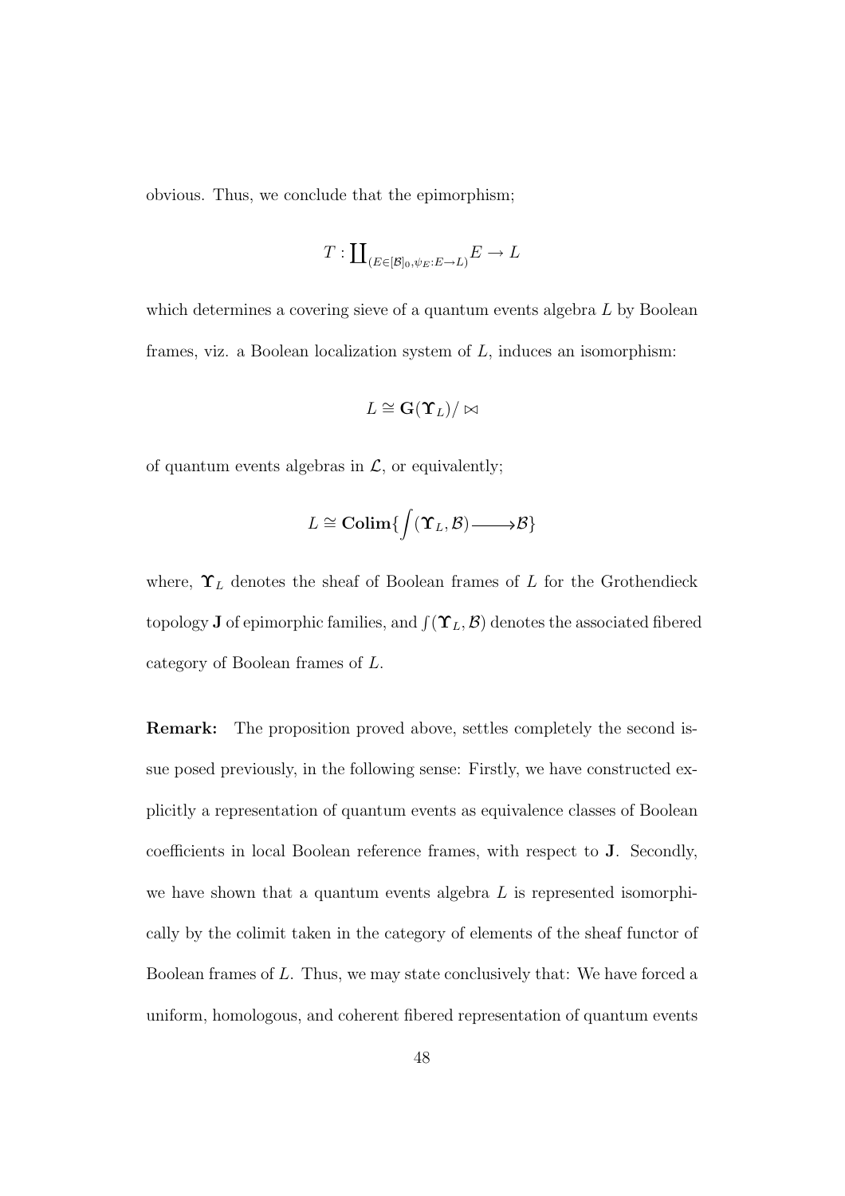obvious. Thus, we conclude that the epimorphism;

$$T : \coprod_{(E \in [\mathcal{B}]_0, \psi_E : E \to L)} E \to L$$

which determines a covering sieve of a quantum events algebra $L$ by Boolean frames, viz. a Boolean localization system of $L$, induces an isomorphism:

$$L \cong \mathbf{G}(\boldsymbol{\Upsilon}_L)/\bowtie$$

of quantum events algebras in $\mathcal{L}$, or equivalently;

$$L \cong \mathbf{Colim}\{\int(\boldsymbol{\Upsilon}_L, \mathcal{B}) \longrightarrow \mathcal{B}\}$$

where, $\boldsymbol{\Upsilon}_L$ denotes the sheaf of Boolean frames of $L$ for the Grothendieck topology $\mathbf{J}$ of epimorphic families, and $\int(\boldsymbol{\Upsilon}_L, \mathcal{B})$ denotes the associated fibered category of Boolean frames of $L$.

**Remark:** The proposition proved above, settles completely the second issue posed previously, in the following sense: Firstly, we have constructed explicitly a representation of quantum events as equivalence classes of Boolean coefficients in local Boolean reference frames, with respect to $\mathbf{J}$. Secondly, we have shown that a quantum events algebra $L$ is represented isomorphically by the colimit taken in the category of elements of the sheaf functor of Boolean frames of $L$. Thus, we may state conclusively that: We have forced a uniform, homologous, and coherent fibered representation of quantum events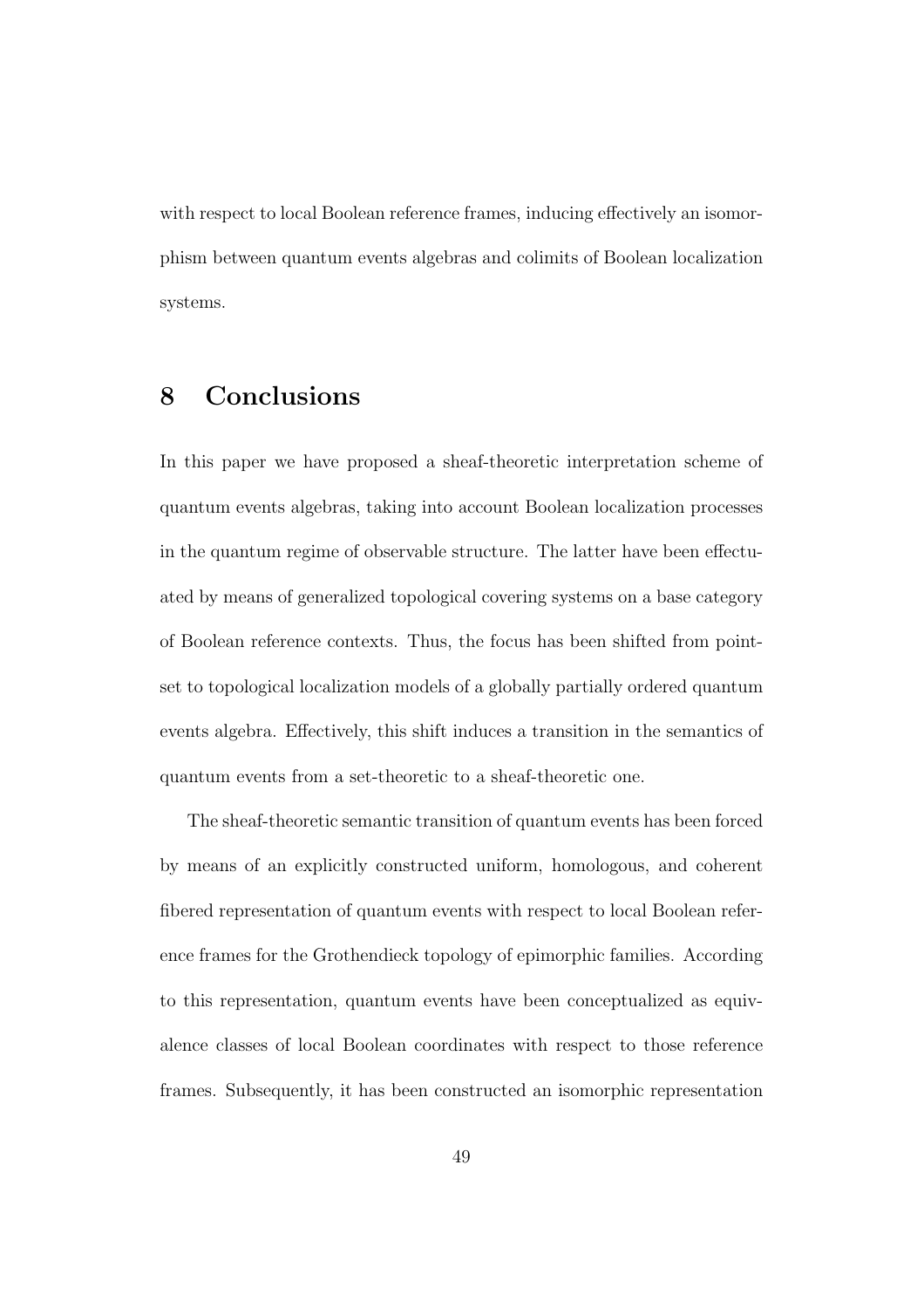with respect to local Boolean reference frames, inducing effectively an isomorphism between quantum events algebras and colimits of Boolean localization systems.

## 8 Conclusions

In this paper we have proposed a sheaf-theoretic interpretation scheme of quantum events algebras, taking into account Boolean localization processes in the quantum regime of observable structure. The latter have been effectuated by means of generalized topological covering systems on a base category of Boolean reference contexts. Thus, the focus has been shifted from point-set to topological localization models of a globally partially ordered quantum events algebra. Effectively, this shift induces a transition in the semantics of quantum events from a set-theoretic to a sheaf-theoretic one.

The sheaf-theoretic semantic transition of quantum events has been forced by means of an explicitly constructed uniform, homologous, and coherent fibered representation of quantum events with respect to local Boolean reference frames for the Grothendieck topology of epimorphic families. According to this representation, quantum events have been conceptualized as equivalence classes of local Boolean coordinates with respect to those reference frames. Subsequently, it has been constructed an isomorphic representation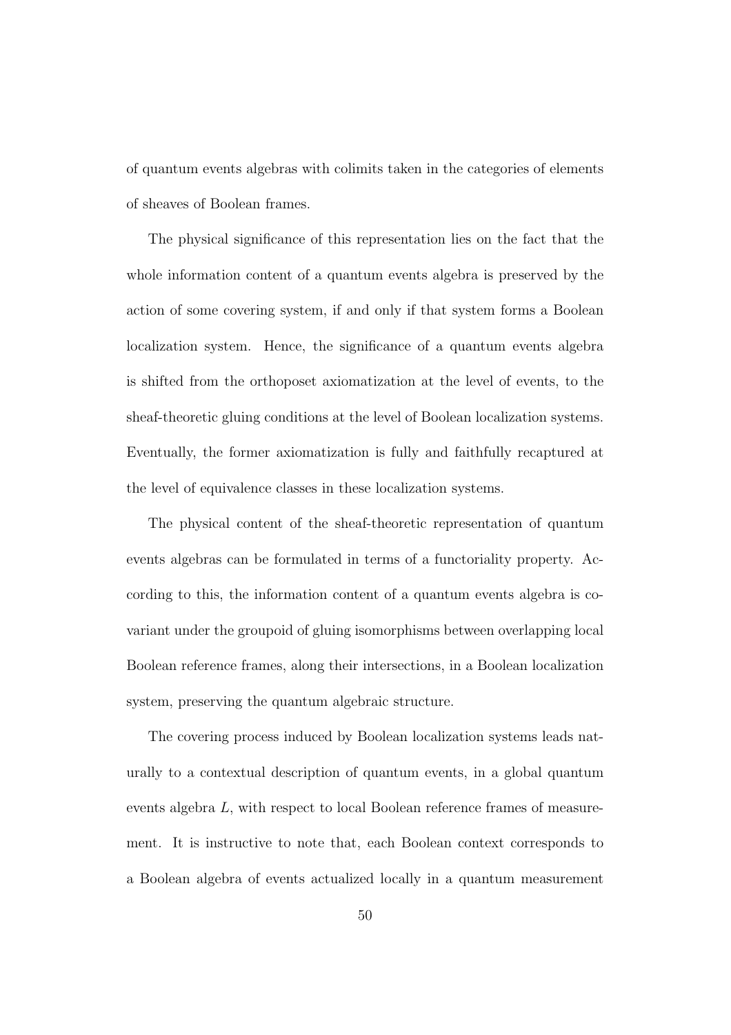of quantum events algebras with colimits taken in the categories of elements of sheaves of Boolean frames.

The physical significance of this representation lies on the fact that the whole information content of a quantum events algebra is preserved by the action of some covering system, if and only if that system forms a Boolean localization system. Hence, the significance of a quantum events algebra is shifted from the orthoposet axiomatization at the level of events, to the sheaf-theoretic gluing conditions at the level of Boolean localization systems. Eventually, the former axiomatization is fully and faithfully recaptured at the level of equivalence classes in these localization systems.

The physical content of the sheaf-theoretic representation of quantum events algebras can be formulated in terms of a functoriality property. According to this, the information content of a quantum events algebra is covariant under the groupoid of gluing isomorphisms between overlapping local Boolean reference frames, along their intersections, in a Boolean localization system, preserving the quantum algebraic structure.

The covering process induced by Boolean localization systems leads naturally to a contextual description of quantum events, in a global quantum events algebra $L$, with respect to local Boolean reference frames of measurement. It is instructive to note that, each Boolean context corresponds to a Boolean algebra of events actualized locally in a quantum measurement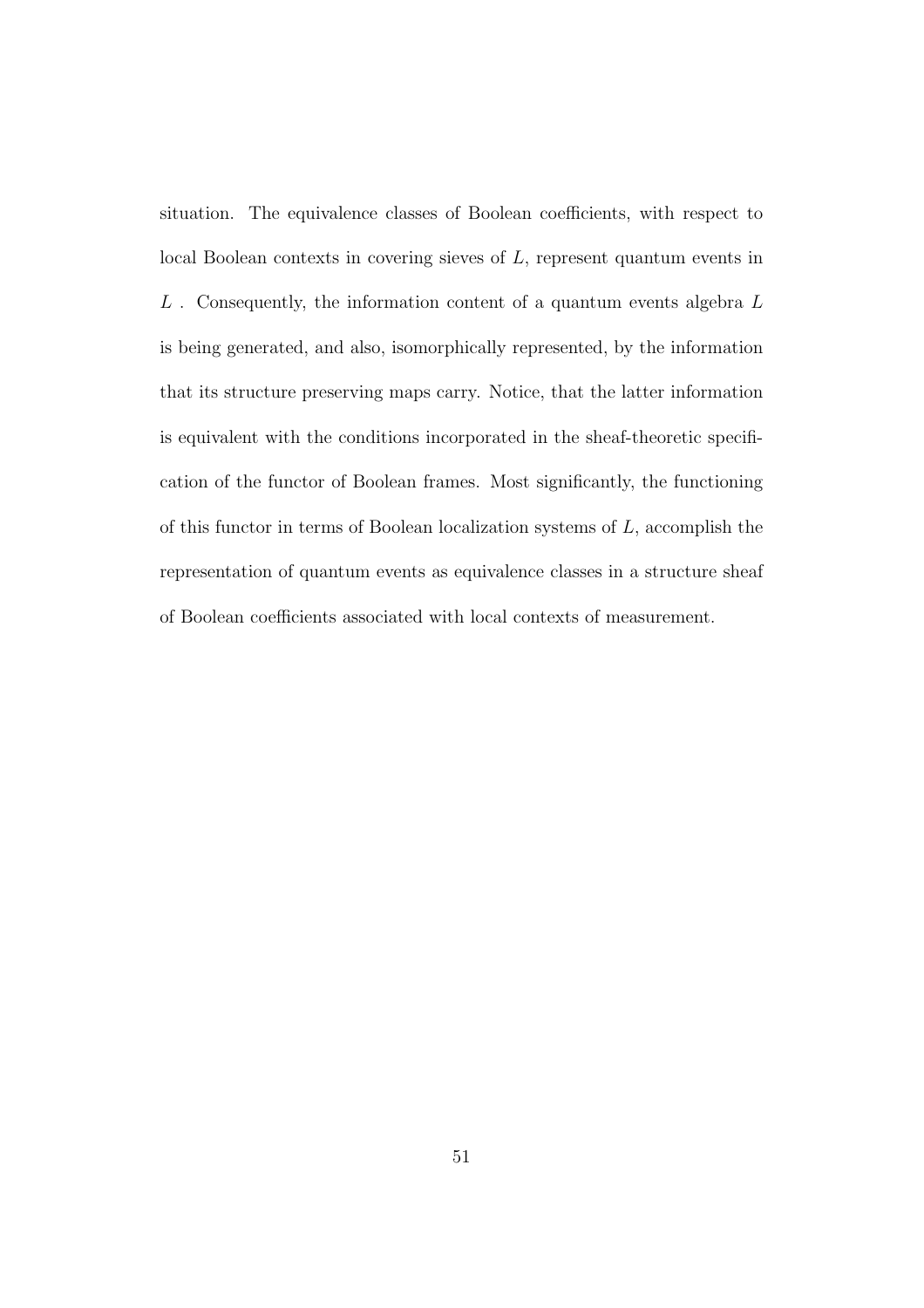situation. The equivalence classes of Boolean coefficients, with respect to local Boolean contexts in covering sieves of $L$, represent quantum events in $L$ . Consequently, the information content of a quantum events algebra $L$ is being generated, and also, isomorphically represented, by the information that its structure preserving maps carry. Notice, that the latter information is equivalent with the conditions incorporated in the sheaf-theoretic specification of the functor of Boolean frames. Most significantly, the functioning of this functor in terms of Boolean localization systems of $L$, accomplish the representation of quantum events as equivalence classes in a structure sheaf of Boolean coefficients associated with local contexts of measurement.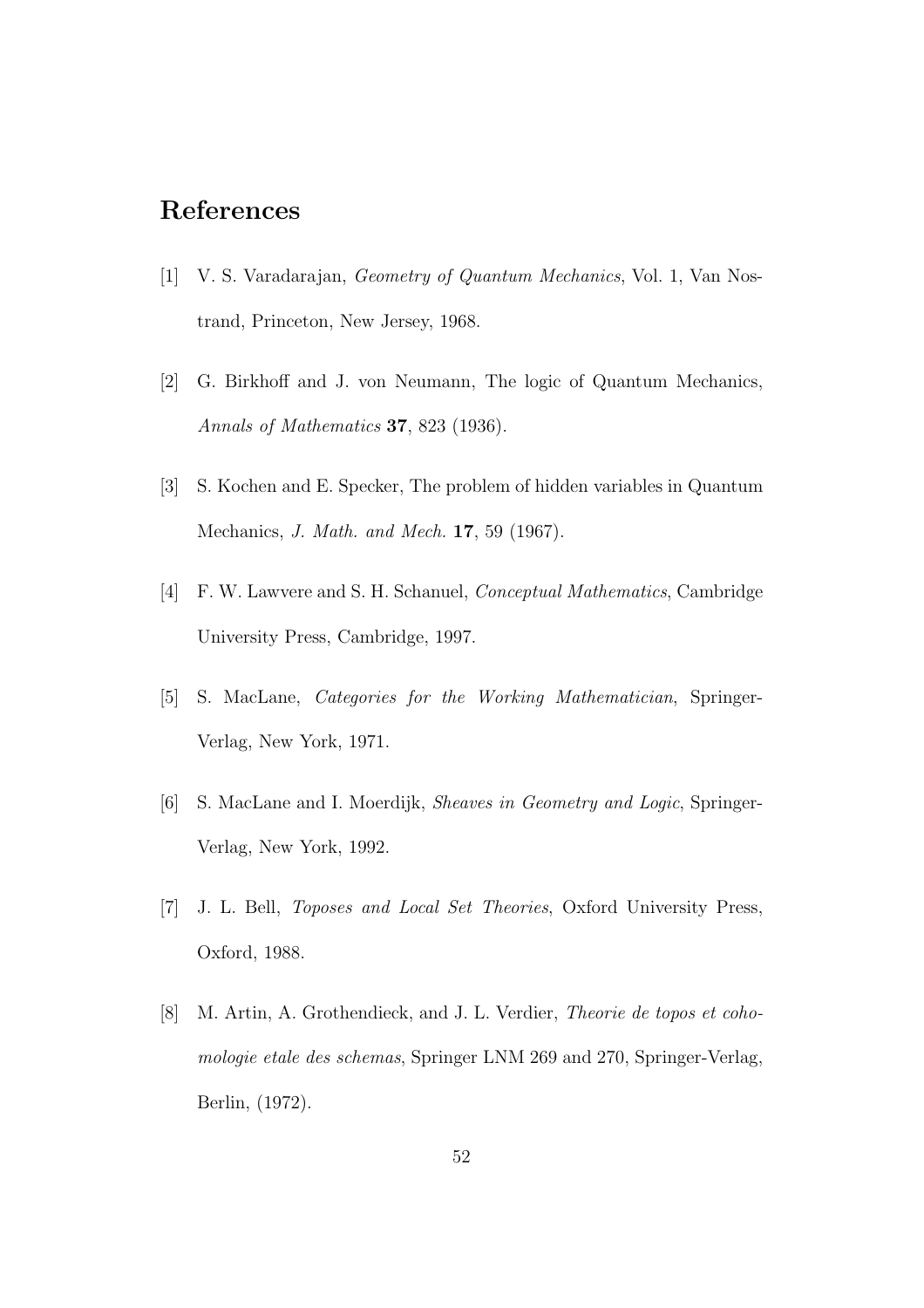## References

[1] V. S. Varadarajan, *Geometry of Quantum Mechanics*, Vol. 1, Van Nostrand, Princeton, New Jersey, 1968.

[2] G. Birkhoff and J. von Neumann, The logic of Quantum Mechanics, *Annals of Mathematics* **37**, 823 (1936).

[3] S. Kochen and E. Specker, The problem of hidden variables in Quantum Mechanics, *J. Math. and Mech.* **17**, 59 (1967).

[4] F. W. Lawvere and S. H. Schanuel, *Conceptual Mathematics*, Cambridge University Press, Cambridge, 1997.

[5] S. MacLane, *Categories for the Working Mathematician*, Springer-Verlag, New York, 1971.

[6] S. MacLane and I. Moerdijk, *Sheaves in Geometry and Logic*, Springer-Verlag, New York, 1992.

[7] J. L. Bell, *Toposes and Local Set Theories*, Oxford University Press, Oxford, 1988.

[8] M. Artin, A. Grothendieck, and J. L. Verdier, *Theorie de topos et cohomologie etale des schemas*, Springer LNM 269 and 270, Springer-Verlag, Berlin, (1972).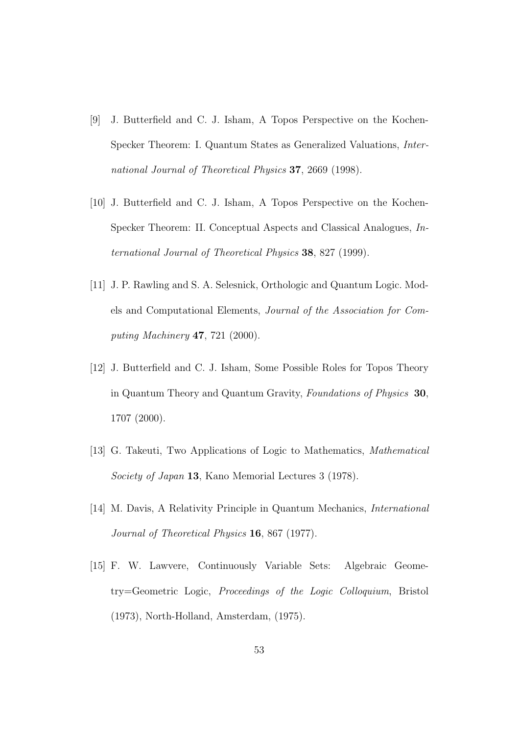[9] J. Butterfield and C. J. Isham, A Topos Perspective on the Kochen-Specker Theorem: I. Quantum States as Generalized Valuations, *International Journal of Theoretical Physics* **37**, 2669 (1998).

[10] J. Butterfield and C. J. Isham, A Topos Perspective on the Kochen-Specker Theorem: II. Conceptual Aspects and Classical Analogues, *International Journal of Theoretical Physics* **38**, 827 (1999).

[11] J. P. Rawling and S. A. Selesnick, Orthologic and Quantum Logic. Models and Computational Elements, *Journal of the Association for Computing Machinery* **47**, 721 (2000).

[12] J. Butterfield and C. J. Isham, Some Possible Roles for Topos Theory in Quantum Theory and Quantum Gravity, *Foundations of Physics* **30**, 1707 (2000).

[13] G. Takeuti, Two Applications of Logic to Mathematics, *Mathematical Society of Japan* **13**, Kano Memorial Lectures 3 (1978).

[14] M. Davis, A Relativity Principle in Quantum Mechanics, *International Journal of Theoretical Physics* **16**, 867 (1977).

[15] F. W. Lawvere, Continuously Variable Sets: Algebraic Geometry=Geometric Logic, *Proceedings of the Logic Colloquium*, Bristol (1973), North-Holland, Amsterdam, (1975).